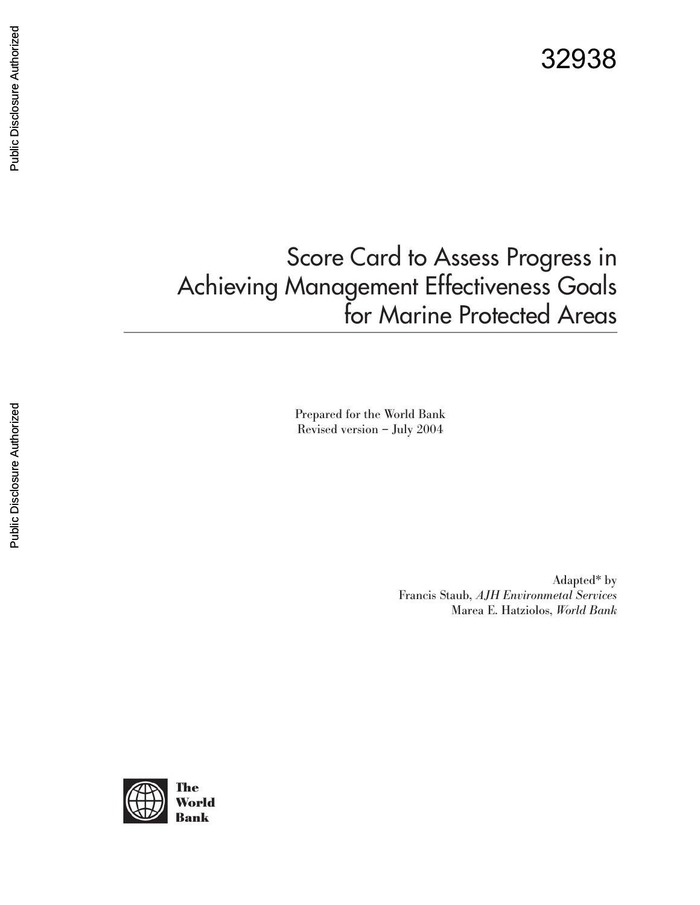32938

# Score Card to Assess Progress in Achieving Management Effectiveness Goals for Marine Protected Areas

Prepared for the World Bank
Revised version – July 2004

Adapted* by
Francis Staub, *AJH Environmetal Services*
Marea E. Hatziolos, *World Bank*

The World Bank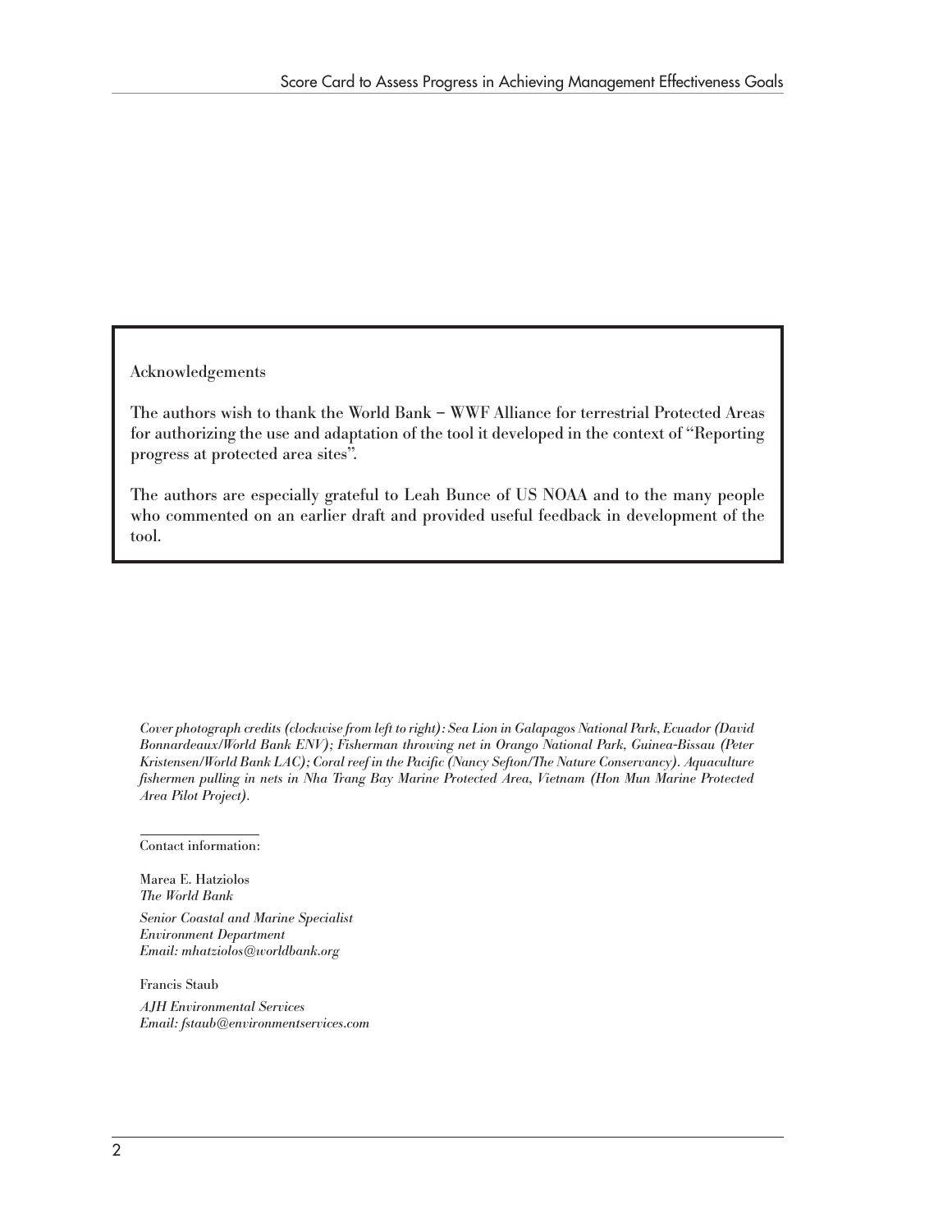Acknowledgements

The authors wish to thank the World Bank – WWF Alliance for terrestrial Protected Areas for authorizing the use and adaptation of the tool it developed in the context of "Reporting progress at protected area sites".

The authors are especially grateful to Leah Bunce of US NOAA and to the many people who commented on an earlier draft and provided useful feedback in development of the tool.

*Cover photograph credits (clockwise from left to right): Sea Lion in Galapagos National Park, Ecuador (David Bonnardeaux/World Bank ENV); Fisherman throwing net in Orango National Park, Guinea-Bissau (Peter Kristensen/World Bank LAC); Coral reef in the Pacific (Nancy Sefton/The Nature Conservancy). Aquaculture fishermen pulling in nets in Nha Trang Bay Marine Protected Area, Vietnam (Hon Mun Marine Protected Area Pilot Project).*

Contact information:

Marea E. Hatziolos
*The World Bank*

*Senior Coastal and Marine Specialist*
*Environment Department*
*Email: mhatziolos@worldbank.org*

Francis Staub

*AJH Environmental Services*
*Email: fstaub@environmentservices.com*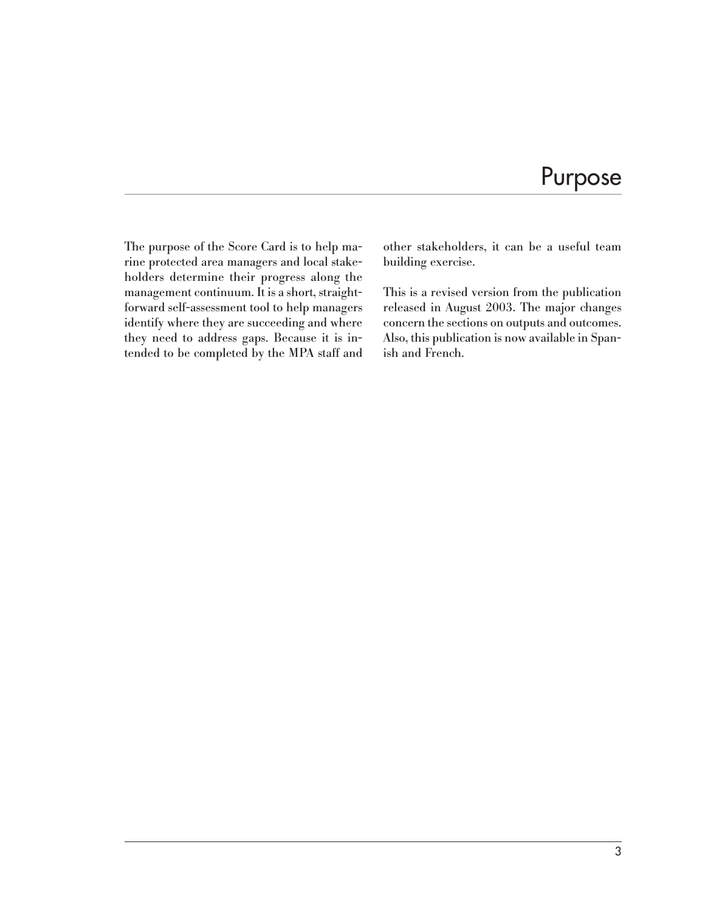# Purpose

The purpose of the Score Card is to help marine protected area managers and local stakeholders determine their progress along the management continuum. It is a short, straightforward self-assessment tool to help managers identify where they are succeeding and where they need to address gaps. Because it is intended to be completed by the MPA staff and other stakeholders, it can be a useful team building exercise.

This is a revised version from the publication released in August 2003. The major changes concern the sections on outputs and outcomes. Also, this publication is now available in Spanish and French.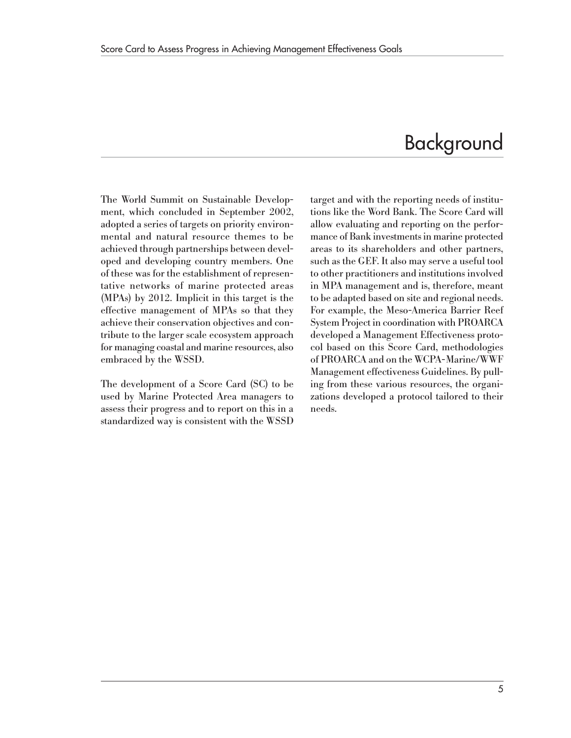# Background

The World Summit on Sustainable Development, which concluded in September 2002, adopted a series of targets on priority environmental and natural resource themes to be achieved through partnerships between developed and developing country members. One of these was for the establishment of representative networks of marine protected areas (MPAs) by 2012. Implicit in this target is the effective management of MPAs so that they achieve their conservation objectives and contribute to the larger scale ecosystem approach for managing coastal and marine resources, also embraced by the WSSD.

The development of a Score Card (SC) to be used by Marine Protected Area managers to assess their progress and to report on this in a standardized way is consistent with the WSSD target and with the reporting needs of institutions like the Word Bank. The Score Card will allow evaluating and reporting on the performance of Bank investments in marine protected areas to its shareholders and other partners, such as the GEF. It also may serve a useful tool to other practitioners and institutions involved in MPA management and is, therefore, meant to be adapted based on site and regional needs. For example, the Meso-America Barrier Reef System Project in coordination with PROARCA developed a Management Effectiveness protocol based on this Score Card, methodologies of PROARCA and on the WCPA-Marine/WWF Management effectiveness Guidelines. By pulling from these various resources, the organizations developed a protocol tailored to their needs.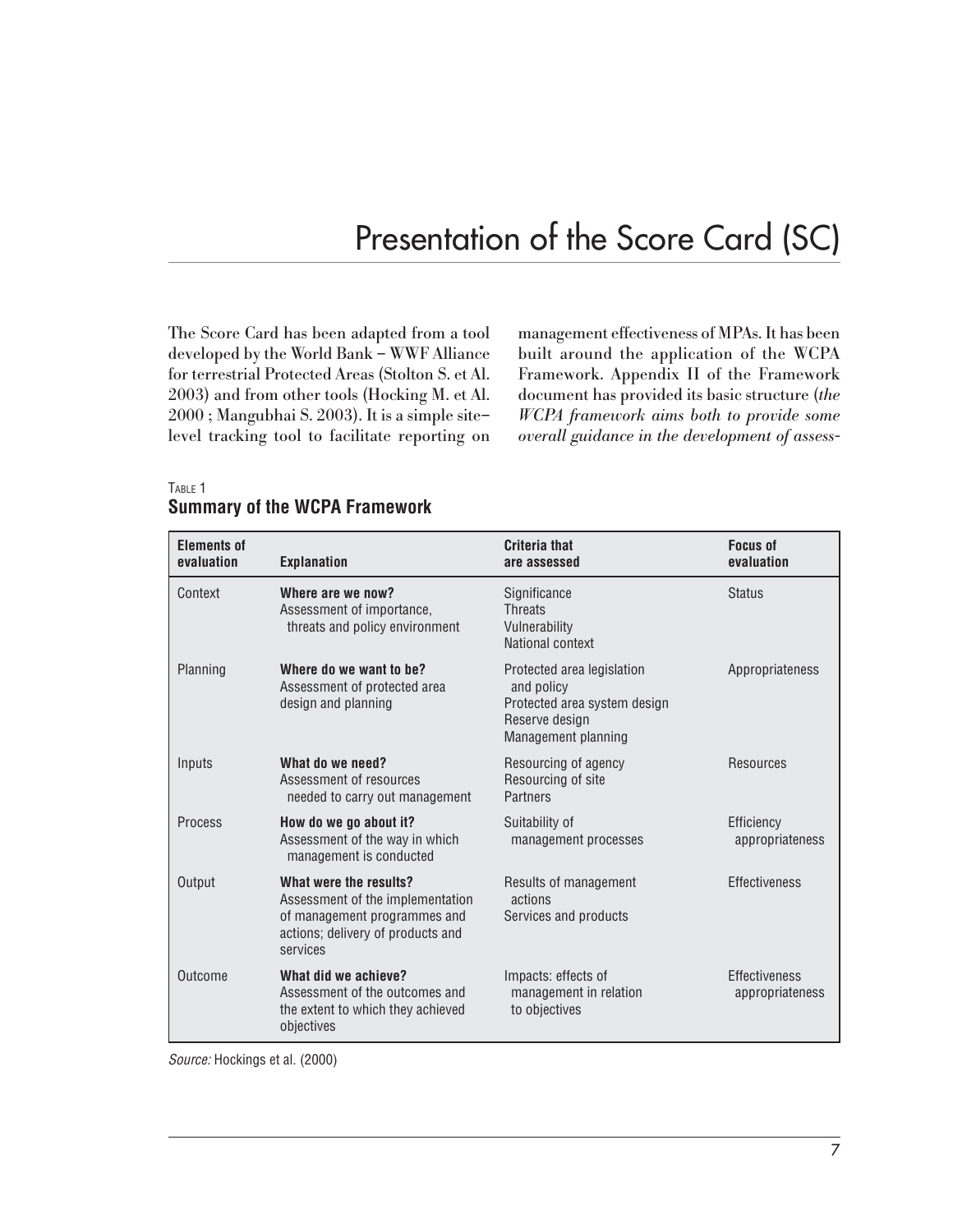# Presentation of the Score Card (SC)

The Score Card has been adapted from a tool developed by the World Bank – WWF Alliance for terrestrial Protected Areas (Stolton S. et Al. 2003) and from other tools (Hocking M. et Al. 2000 ; Mangubhai S. 2003). It is a simple site–level tracking tool to facilitate reporting on management effectiveness of MPAs. It has been built around the application of the WCPA Framework. Appendix II of the Framework document has provided its basic structure (*the WCPA framework aims both to provide some overall guidance in the development of assess-*

TABLE 1
**Summary of the WCPA Framework**

| Elements of evaluation | Explanation | Criteria that are assessed | Focus of evaluation |
|---|---|---|---|
| Context | **Where are we now?** Assessment of importance, threats and policy environment | Significance<br>Threats<br>Vulnerability<br>National context | Status |
| Planning | **Where do we want to be?** Assessment of protected area design and planning | Protected area legislation and policy<br>Protected area system design<br>Reserve design<br>Management planning | Appropriateness |
| Inputs | **What do we need?** Assessment of resources needed to carry out management | Resourcing of agency<br>Resourcing of site<br>Partners | Resources |
| Process | **How do we go about it?** Assessment of the way in which management is conducted | Suitability of management processes | Efficiency appropriateness |
| Output | **What were the results?** Assessment of the implementation of management programmes and actions; delivery of products and services | Results of management actions<br>Services and products | Effectiveness |
| Outcome | **What did we achieve?** Assessment of the outcomes and the extent to which they achieved objectives | Impacts: effects of management in relation to objectives | Effectiveness appropriateness |

*Source:* Hockings et al. (2000)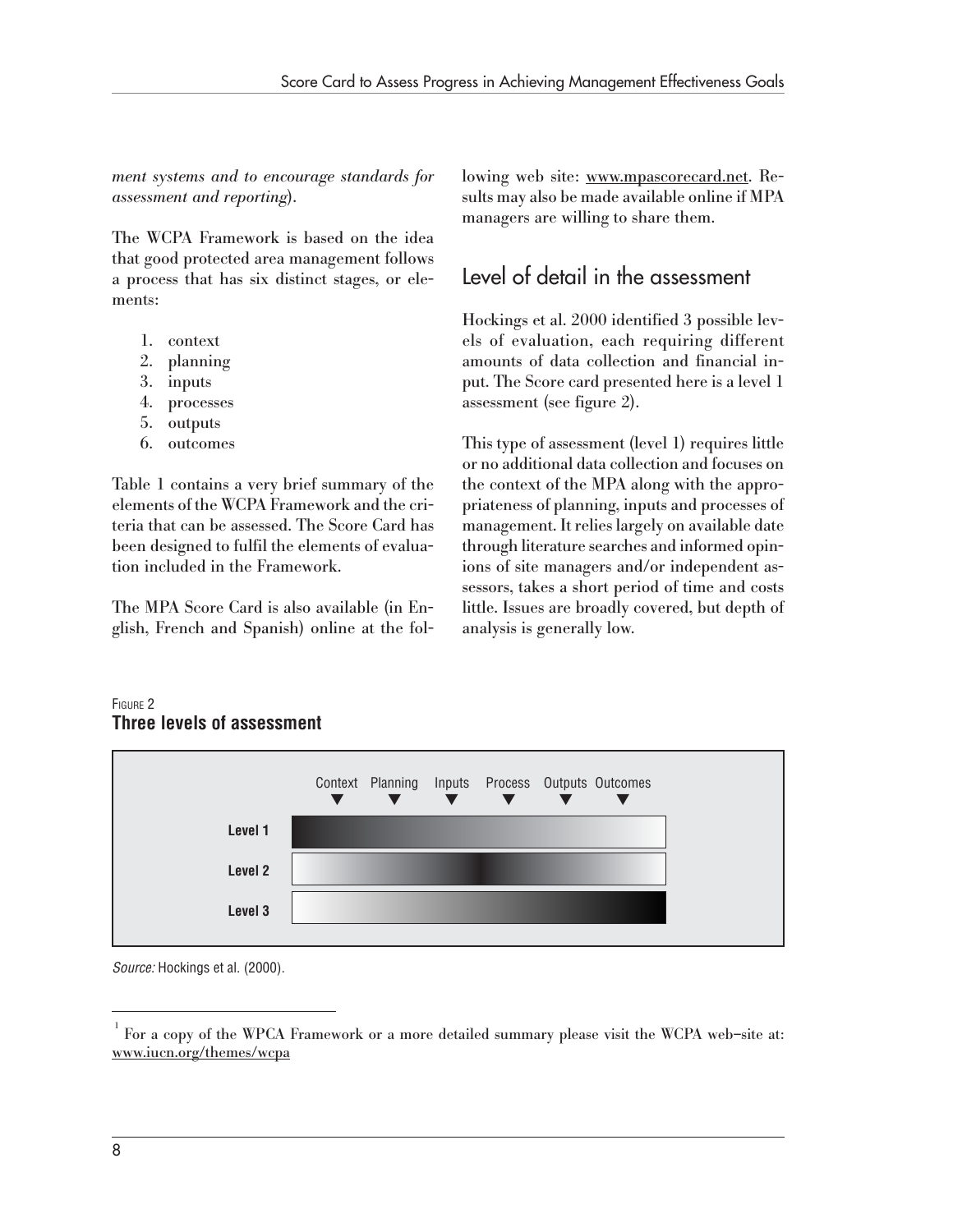*ment systems and to encourage standards for assessment and reporting*).

The WCPA Framework is based on the idea that good protected area management follows a process that has six distinct stages, or elements:

1. context
2. planning
3. inputs
4. processes
5. outputs
6. outcomes

Table 1 contains a very brief summary of the elements of the WCPA Framework and the criteria that can be assessed. The Score Card has been designed to fulfil the elements of evaluation included in the Framework.

The MPA Score Card is also available (in English, French and Spanish) online at the following web site: www.mpascorecard.net. Results may also be made available online if MPA managers are willing to share them.

## Level of detail in the assessment

Hockings et al. 2000 identified 3 possible levels of evaluation, each requiring different amounts of data collection and financial input. The Score card presented here is a level 1 assessment (see figure 2).

This type of assessment (level 1) requires little or no additional data collection and focuses on the context of the MPA along with the appropriateness of planning, inputs and processes of management. It relies largely on available date through literature searches and informed opinions of site managers and/or independent assessors, takes a short period of time and costs little. Issues are broadly covered, but depth of analysis is generally low.

FIGURE 2
**Three levels of assessment**

Context ▼ Planning ▼ Inputs ▼ Process ▼ Outputs ▼ Outcomes ▼

**Level 1**

**Level 2**

**Level 3**

*Source:* Hockings et al. (2000).

[1] For a copy of the WPCA Framework or a more detailed summary please visit the WCPA web-site at: www.iucn.org/themes/wcpa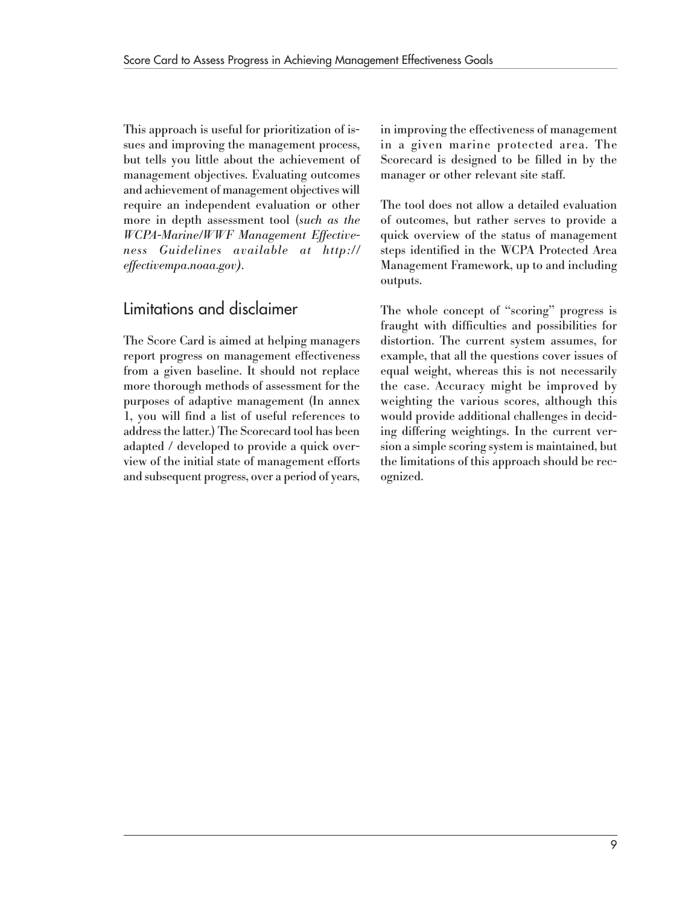This approach is useful for prioritization of issues and improving the management process, but tells you little about the achievement of management objectives. Evaluating outcomes and achievement of management objectives will require an independent evaluation or other more in depth assessment tool (*such as the WCPA-Marine/WWF Management Effectiveness Guidelines available at http://effectivempa.noaa.gov)*.

## Limitations and disclaimer

The Score Card is aimed at helping managers report progress on management effectiveness from a given baseline. It should not replace more thorough methods of assessment for the purposes of adaptive management (In annex 1, you will find a list of useful references to address the latter.) The Scorecard tool has been adapted / developed to provide a quick overview of the initial state of management efforts and subsequent progress, over a period of years, in improving the effectiveness of management in a given marine protected area. The Scorecard is designed to be filled in by the manager or other relevant site staff.

The tool does not allow a detailed evaluation of outcomes, but rather serves to provide a quick overview of the status of management steps identified in the WCPA Protected Area Management Framework, up to and including outputs.

The whole concept of "scoring" progress is fraught with difficulties and possibilities for distortion. The current system assumes, for example, that all the questions cover issues of equal weight, whereas this is not necessarily the case. Accuracy might be improved by weighting the various scores, although this would provide additional challenges in deciding differing weightings. In the current version a simple scoring system is maintained, but the limitations of this approach should be recognized.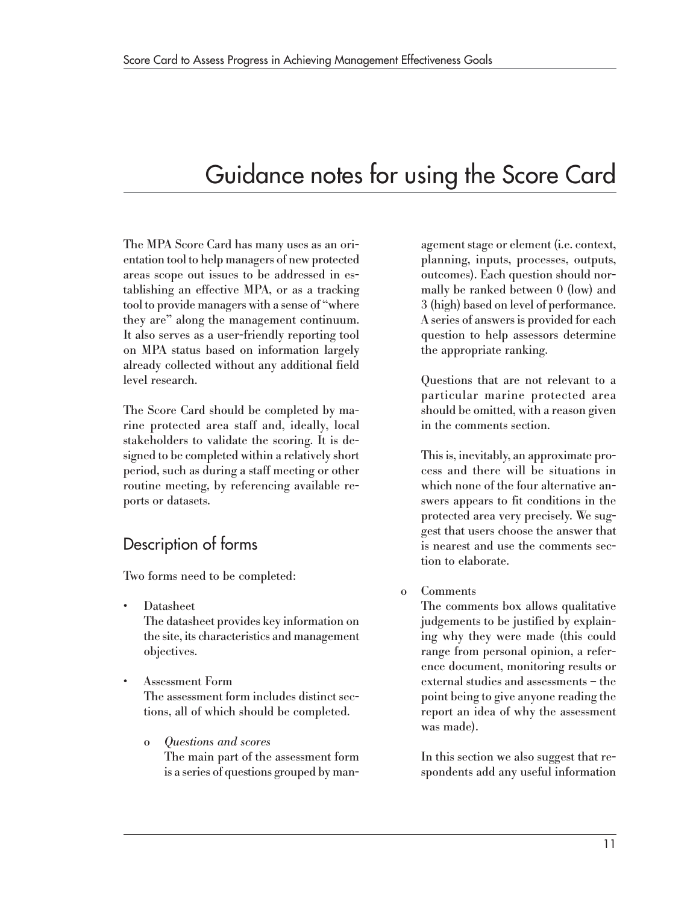# Guidance notes for using the Score Card

The MPA Score Card has many uses as an orientation tool to help managers of new protected areas scope out issues to be addressed in establishing an effective MPA, or as a tracking tool to provide managers with a sense of "where they are" along the management continuum. It also serves as a user-friendly reporting tool on MPA status based on information largely already collected without any additional field level research.

The Score Card should be completed by marine protected area staff and, ideally, local stakeholders to validate the scoring. It is designed to be completed within a relatively short period, such as during a staff meeting or other routine meeting, by referencing available reports or datasets.

## Description of forms

Two forms need to be completed:

- Datasheet
  The datasheet provides key information on the site, its characteristics and management objectives.
- Assessment Form
  The assessment form includes distinct sections, all of which should be completed.
  - *Questions and scores*
    The main part of the assessment form is a series of questions grouped by management stage or element (i.e. context, planning, inputs, processes, outputs, outcomes). Each question should normally be ranked between 0 (low) and 3 (high) based on level of performance. A series of answers is provided for each question to help assessors determine the appropriate ranking.

    Questions that are not relevant to a particular marine protected area should be omitted, with a reason given in the comments section.

    This is, inevitably, an approximate process and there will be situations in which none of the four alternative answers appears to fit conditions in the protected area very precisely. We suggest that users choose the answer that is nearest and use the comments section to elaborate.
  - Comments
    The comments box allows qualitative judgements to be justified by explaining why they were made (this could range from personal opinion, a reference document, monitoring results or external studies and assessments – the point being to give anyone reading the report an idea of why the assessment was made).

    In this section we also suggest that respondents add any useful information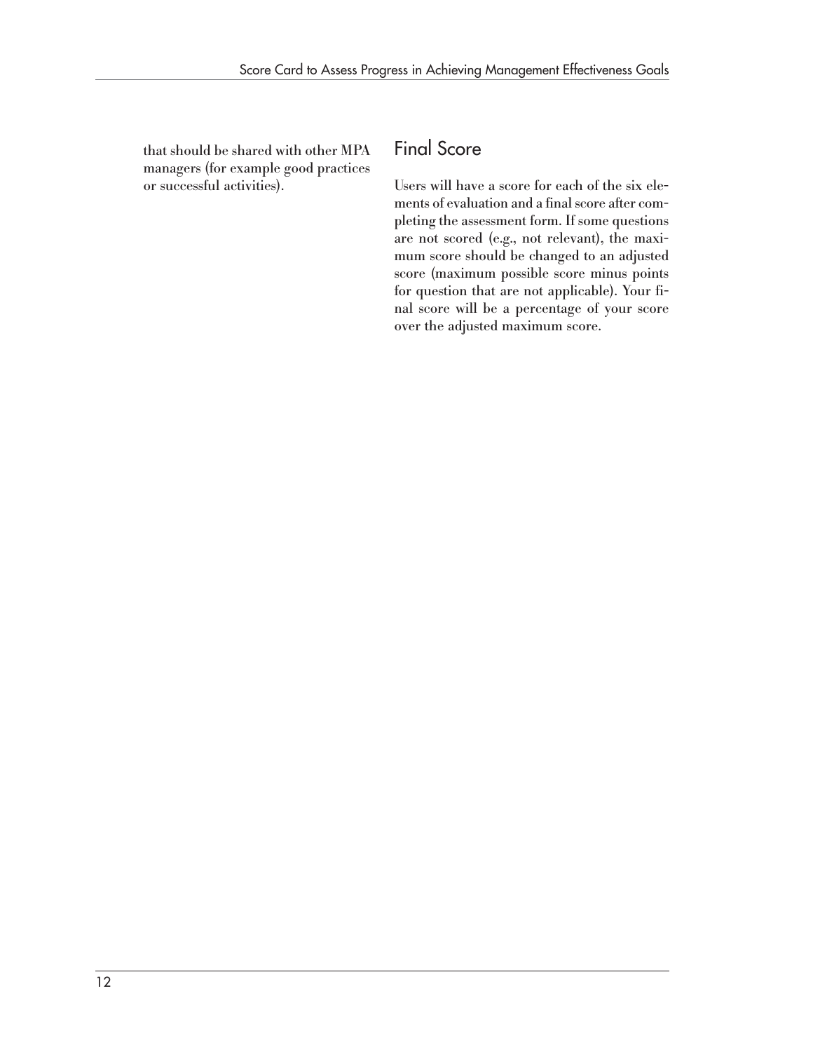that should be shared with other MPA managers (for example good practices or successful activities).

## Final Score

Users will have a score for each of the six elements of evaluation and a final score after completing the assessment form. If some questions are not scored (e.g., not relevant), the maximum score should be changed to an adjusted score (maximum possible score minus points for question that are not applicable). Your final score will be a percentage of your score over the adjusted maximum score.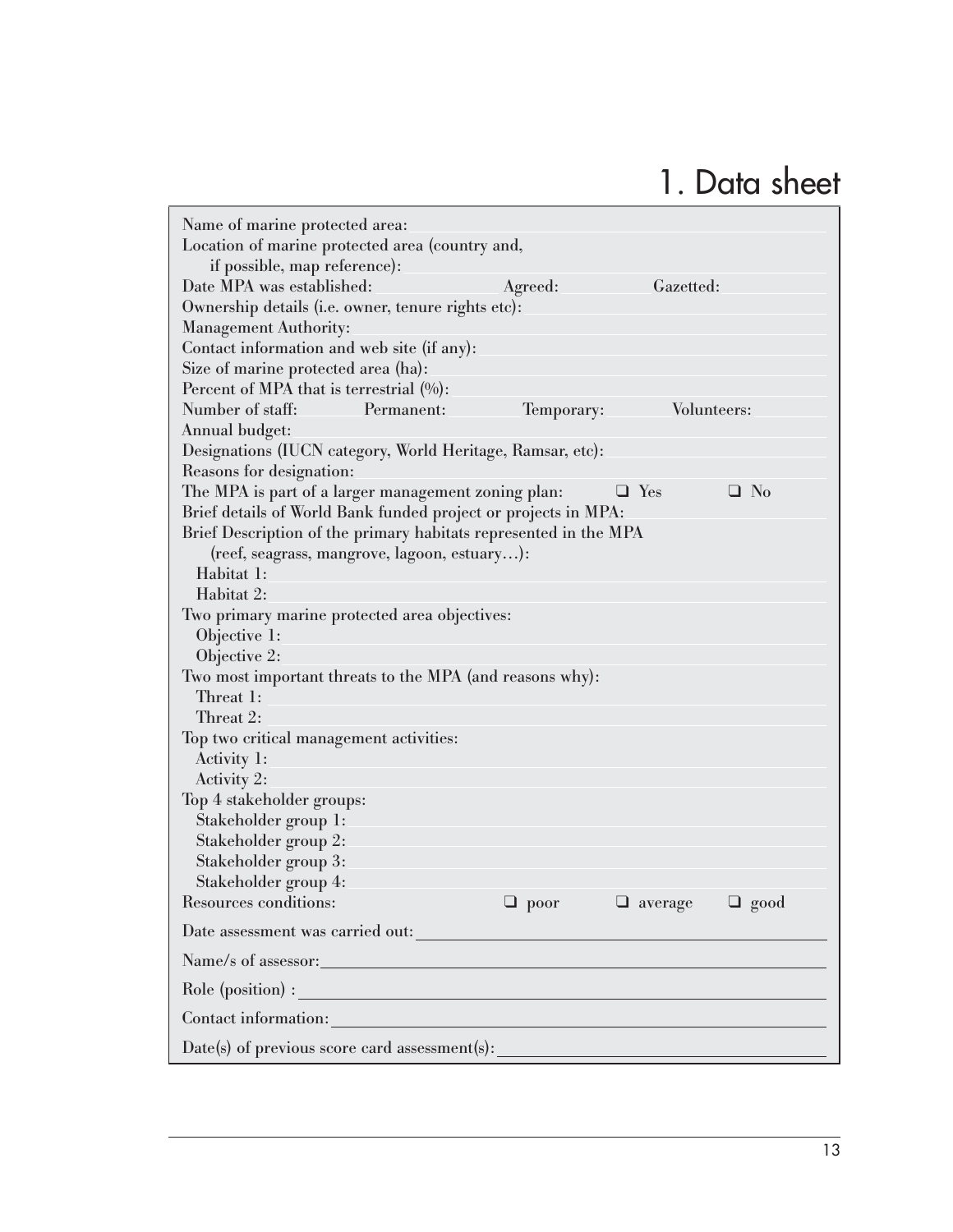# 1. Data sheet

Name of marine protected area:

Location of marine protected area (country and, if possible, map reference):

Date MPA was established: Agreed: Gazetted:

Ownership details (i.e. owner, tenure rights etc):

Management Authority:

Contact information and web site (if any):

Size of marine protected area (ha):

Percent of MPA that is terrestrial (%):

Number of staff: Permanent: Temporary: Volunteers:

Annual budget:

Designations (IUCN category, World Heritage, Ramsar, etc):

Reasons for designation:

The MPA is part of a larger management zoning plan: ❑ Yes ❑ No

Brief details of World Bank funded project or projects in MPA:

Brief Description of the primary habitats represented in the MPA (reef, seagrass, mangrove, lagoon, estuary…):

- Habitat 1:
- Habitat 2:

Two primary marine protected area objectives:

- Objective 1:
- Objective 2:

Two most important threats to the MPA (and reasons why):

- Threat 1:
- Threat 2:

Top two critical management activities:

- Activity 1:
- Activity 2:

Top 4 stakeholder groups:

- Stakeholder group 1:
- Stakeholder group 2:
- Stakeholder group 3:
- Stakeholder group 4:

Resources conditions: ❑ poor ❑ average ❑ good

Date assessment was carried out:

Name/s of assessor:

Role (position) :

Contact information:

Date(s) of previous score card assessment(s):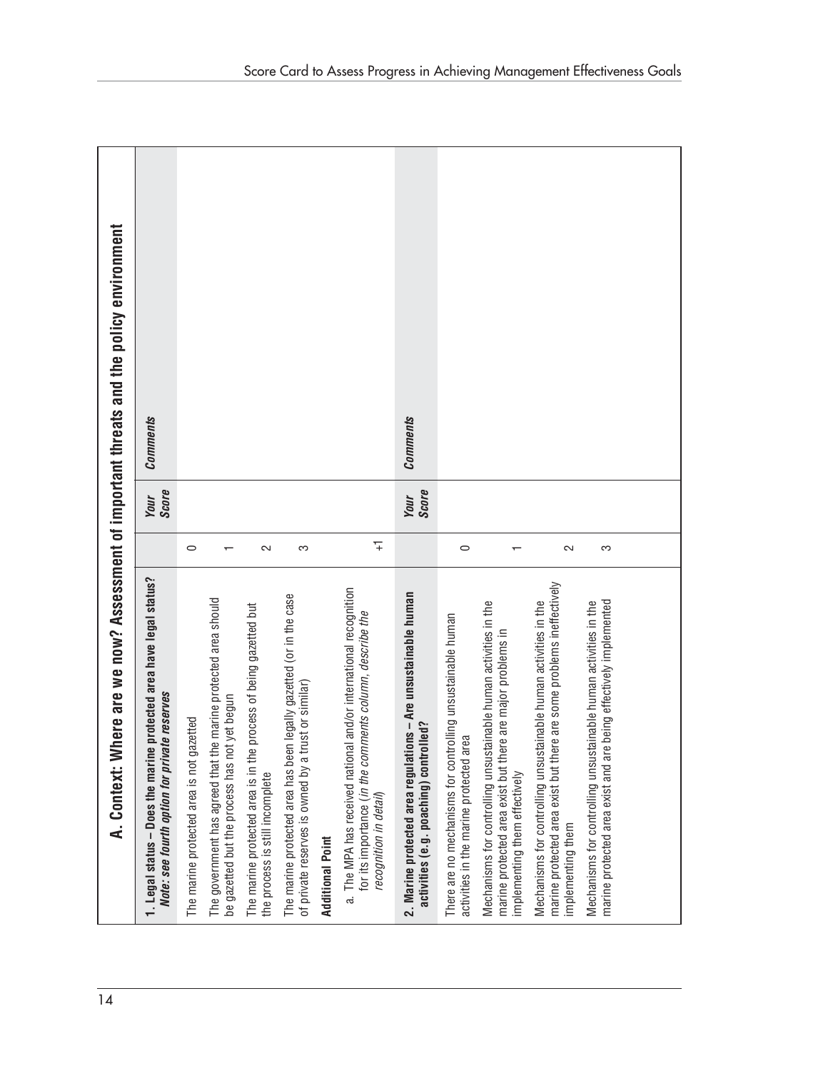## A. Context: Where are we now? Assessment of important threats and the policy environment

| **1. Legal status – Does the marine protected area have legal status?** ***Note: see fourth option for private reserves*** | | ***Your Score*** | ***Comments*** |
|---|---|---|---|
| The marine protected area is not gazetted | 0 | | |
| The government has agreed that the marine protected area should be gazetted but the process has not yet begun | 1 | | |
| The marine protected area is in the process of being gazetted but the process is still incomplete | 2 | | |
| The marine protected area has been legally gazetted (or in the case of private reserves is owned by a trust or similar) | 3 | | |
| **Additional Point** | | | |
| a. The MPA has received national and/or international recognition for its importance (*in the comments column, describe the recognition in detail*) | +1 | | |

| **2. Marine protected area regulations – Are unsustainable human activities (e.g. poaching) controlled?** | | ***Your Score*** | ***Comments*** |
|---|---|---|---|
| There are no mechanisms for controlling unsustainable human activities in the marine protected area | 0 | | |
| Mechanisms for controlling unsustainable human activities in the marine protected area exist but there are major problems in implementing them effectively | 1 | | |
| Mechanisms for controlling unsustainable human activities in the marine protected area exist but there are some problems ineffectively implementing them | 2 | | |
| Mechanisms for controlling unsustainable human activities in the marine protected area exist and are being effectively implemented | 3 | | |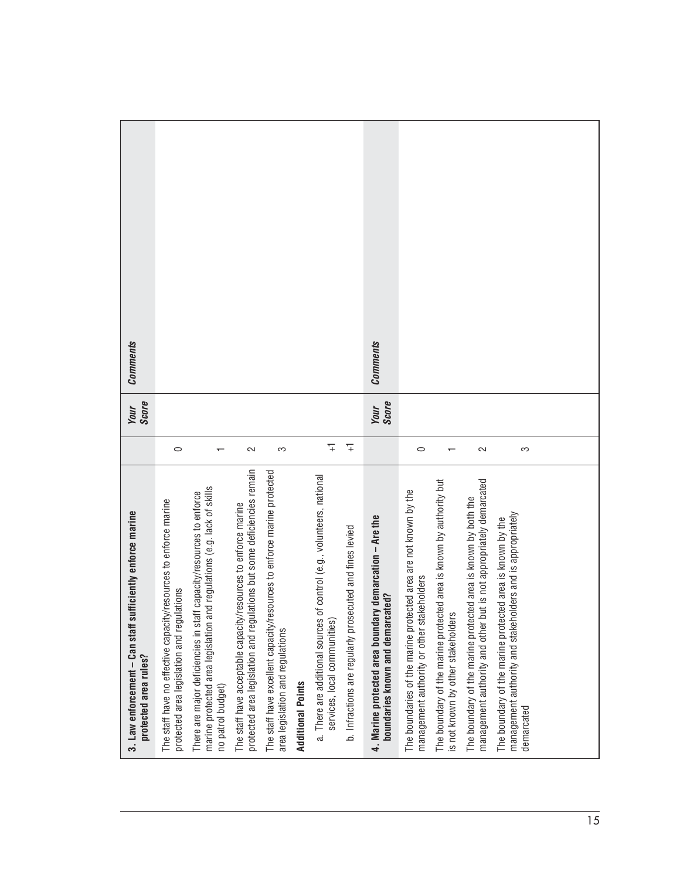| 3. Law enforcement – Can staff sufficiently enforce marine protected area rules? | | *Your Score* | *Comments* |
|---|---|---|---|
| The staff have no effective capacity/resources to enforce marine protected area legislation and regulations | 0 | | |
| There are major deficiencies in staff capacity/resources to enforce marine protected area legislation and regulations (e.g. lack of skills no patrol budget) | 1 | | |
| The staff have acceptable capacity/resources to enforce marine protected area legislation and regulations but some deficiencies remain | 2 | | |
| The staff have excellent capacity/resources to enforce marine protected area legislation and regulations | 3 | | |
| **Additional Points** | | | |
| a. There are additional sources of control (e.g., volunteers, national services, local communities) | +1 | | |
| b. Infractions are regularly prosecuted and fines levied | +1 | | |

| 4. Marine protected area boundary demarcation – Are the boundaries known and demarcated? | | *Your Score* | *Comments* |
|---|---|---|---|
| The boundaries of the marine protected area are not known by the management authority or other stakeholders | 0 | | |
| The boundary of the marine protected area is known by authority but is not known by other stakeholders | 1 | | |
| The boundary of the marine protected area is known by both the management authority and other but is not appropriately demarcated | 2 | | |
| The boundary of the marine protected area is known by the management authority and stakeholders and is appropriately demarcated | 3 | | |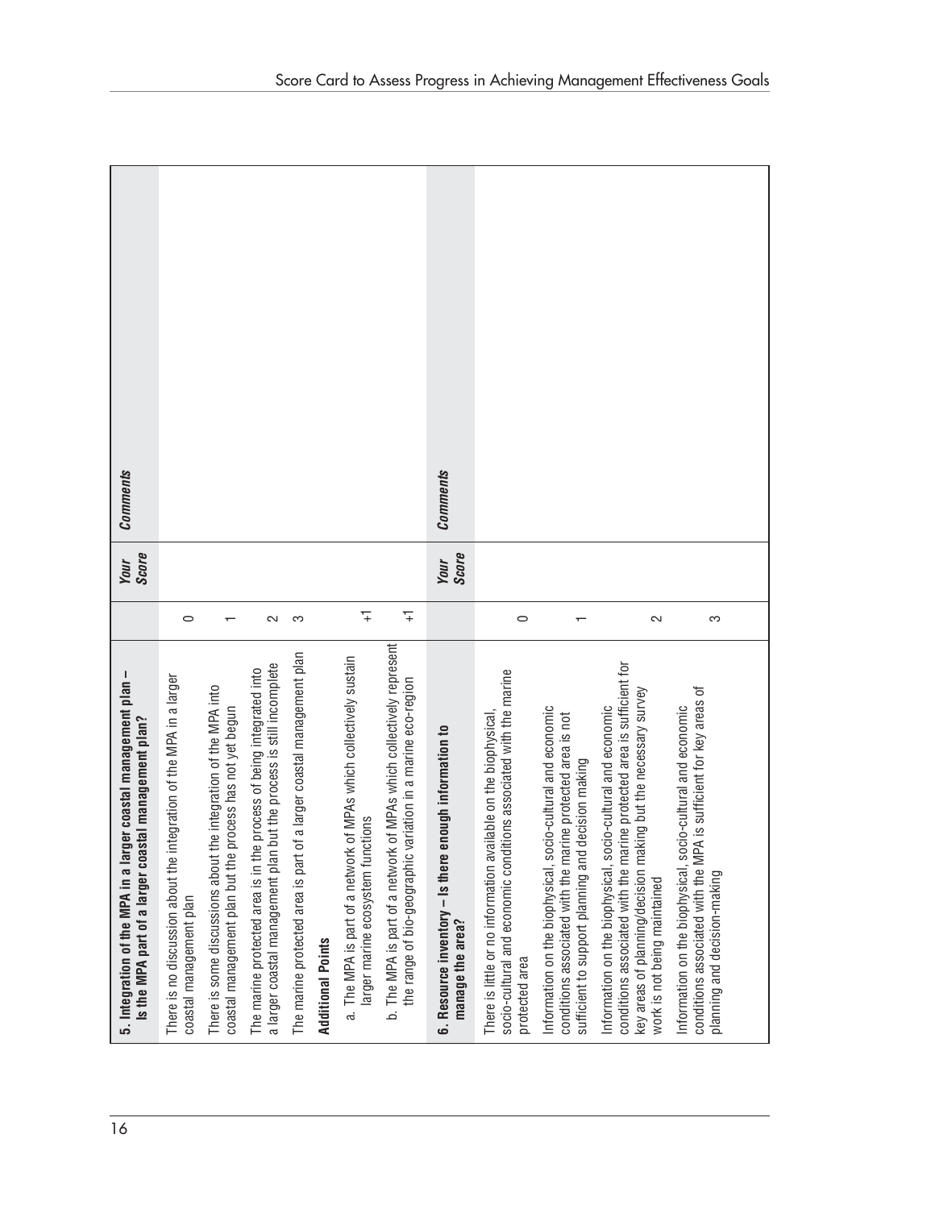| 5. Integration of the MPA in a larger coastal management plan – Is the MPA part of a larger coastal management plan? | | *Your Score* | *Comments* |
|---|---|---|---|
| There is no discussion about the integration of the MPA in a larger coastal management plan | 0 | | |
| There is some discussions about the integration of the MPA into coastal management plan but the process has not yet begun | 1 | | |
| The marine protected area is in the process of being integrated into a larger coastal management plan but the process is still incomplete | 2 | | |
| The marine protected area is part of a larger coastal management plan | 3 | | |
| **Additional Points** | | | |
| a. The MPA is part of a network of MPAs which collectively sustain larger marine ecosystem functions | +1 | | |
| b. The MPA is part of a network of MPAs which collectively represent the range of bio-geographic variation in a marine eco-region | +1 | | |

| 6. Resource inventory – Is there enough information to manage the area? | | *Your Score* | *Comments* |
|---|---|---|---|
| There is little or no information available on the biophysical, socio-cultural and economic conditions associated with the marine protected area | 0 | | |
| Information on the biophysical, socio-cultural and economic conditions associated with the marine protected area is not sufficient to support planning and decision making | 1 | | |
| Information on the biophysical, socio-cultural and economic conditions associated with the marine protected area is sufficient for key areas of planning/decision making but the necessary survey work is not being maintained | 2 | | |
| Information on the biophysical, socio-cultural and economic conditions associated with the MPA is sufficient for key areas of planning and decision-making | 3 | | |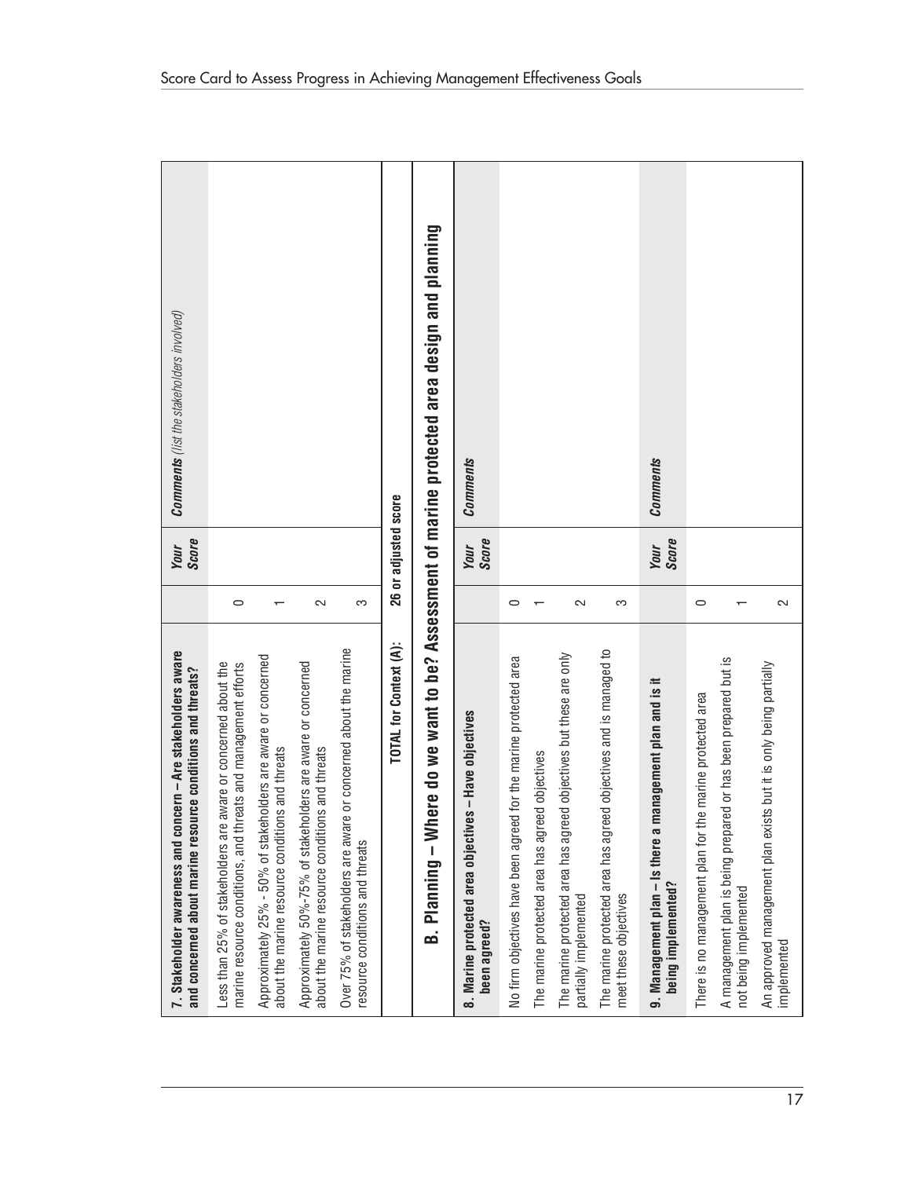| 7. Stakeholder awareness and concern – Are stakeholders aware and concerned about marine resource conditions and threats? | | Your Score | *Comments (list the stakeholders involved)* |
|---|---|---|---|
| Less than 25% of stakeholders are aware or concerned about the marine resource conditions, and threats and management efforts | 0 | | |
| Approximately 25% - 50% of stakeholders are aware or concerned about the marine resource conditions and threats | 1 | | |
| Approximately 50%-75% of stakeholders are aware or concerned about the marine resource conditions and threats | 2 | | |
| Over 75% of stakeholders are aware or concerned about the marine resource conditions and threats | 3 | | |
| **TOTAL for Context (A):** | **26 or adjusted score** | | |

## B. Planning – Where do we want to be? Assessment of marine protected area design and planning

| 8. Marine protected area objectives – Have objectives been agreed? | | Your Score | *Comments* |
|---|---|---|---|
| No firm objectives have been agreed for the marine protected area | 0 | | |
| The marine protected area has agreed objectives | 1 | | |
| The marine protected area has agreed objectives but these are only partially implemented | 2 | | |
| The marine protected area has agreed objectives and is managed to meet these objectives | 3 | | |

| 9. Management plan – Is there a management plan and is it being implemented? | | Your Score | *Comments* |
|---|---|---|---|
| There is no management plan for the marine protected area | 0 | | |
| A management plan is being prepared or has been prepared but is not being implemented | 1 | | |
| An approved management plan exists but it is only being partially implemented | 2 | | |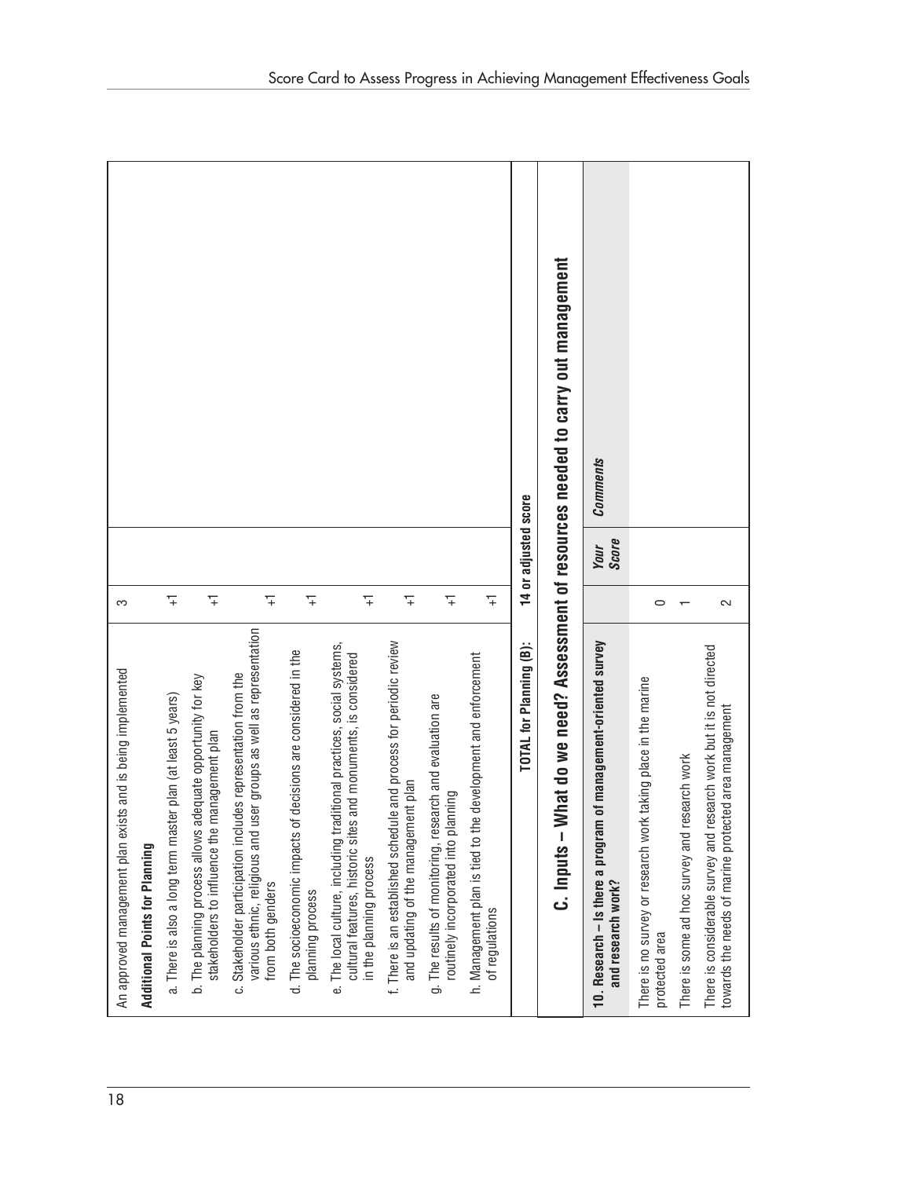| | | | |
|---|---|---|---|
| An approved management plan exists and is being implemented | 3 | | |
| **Additional Points for Planning** | | | |
| a. There is also a long term master plan (at least 5 years) | +1 | | |
| b. The planning process allows adequate opportunity for key stakeholders to influence the management plan | +1 | | |
| c. Stakeholder participation includes representation from the various ethnic, religious and user groups as well as representation from both genders | +1 | | |
| d. The socioeconomic impacts of decisions are considered in the planning process | +1 | | |
| e. The local culture, including traditional practices, social systems, cultural features, historic sites and monuments, is considered in the planning process | +1 | | |
| f. There is an established schedule and process for periodic review and updating of the management plan | +1 | | |
| g. The results of monitoring, research and evaluation are routinely incorporated into planning | +1 | | |
| h. Management plan is tied to the development and enforcement of regulations | +1 | | |
| **TOTAL for Planning (B):** | **14 or adjusted score** | | |

## C. Inputs – What do we need? Assessment of resources needed to carry out management

| **10. Research – Is there a program of management-oriented survey and research work?** | | ***Your Score*** | ***Comments*** |
|---|---|---|---|
| There is no survey or research work taking place in the marine protected area | 0 | | |
| There is some ad hoc survey and research work | 1 | | |
| There is considerable survey and research work but it is not directed towards the needs of marine protected area management | 2 | | |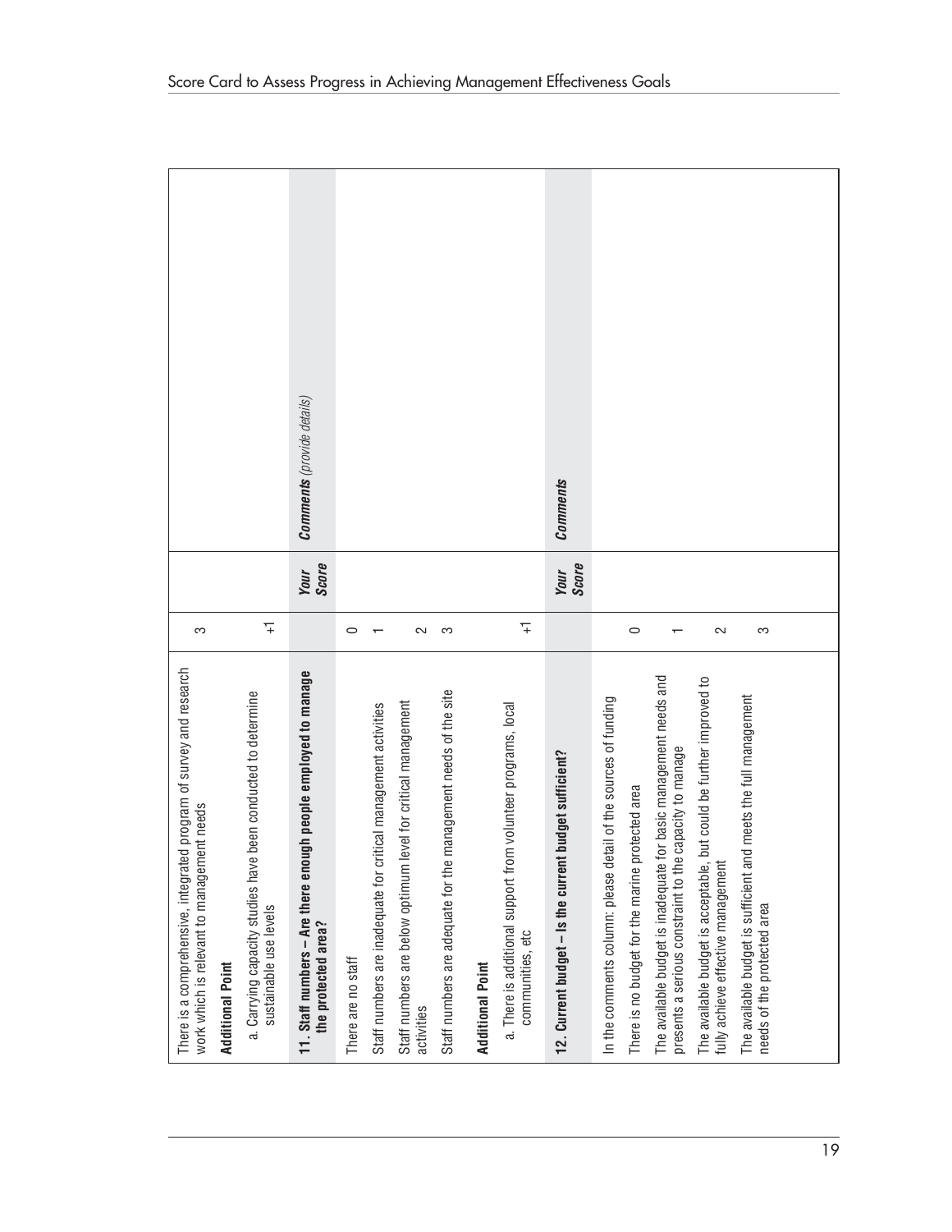| | | | |
|---|---|---|---|
| There is a comprehensive, integrated program of survey and research work which is relevant to management needs | 3 | | |
| **Additional Point** | | | |
| a. Carrying capacity studies have been conducted to determine sustainable use levels | +1 | | |
| **11. Staff numbers – Are there enough people employed to manage the protected area?** | | ***Your Score*** | ***Comments*** *(provide details)* |
| There are no staff | 0 | | |
| Staff numbers are inadequate for critical management activities | 1 | | |
| Staff numbers are below optimum level for critical management activities | 2 | | |
| Staff numbers are adequate for the management needs of the site | 3 | | |
| **Additional Point** | | | |
| a. There is additional support from volunteer programs, local communities, etc | +1 | | |
| **12. Current budget – Is the current budget sufficient?** | | ***Your Score*** | ***Comments*** |
| In the comments column: please detail of the sources of funding | | | |
| There is no budget for the marine protected area | 0 | | |
| The available budget is inadequate for basic management needs and presents a serious constraint to the capacity to manage | 1 | | |
| The available budget is acceptable, but could be further improved to fully achieve effective management | 2 | | |
| The available budget is sufficient and meets the full management needs of the protected area | 3 | | |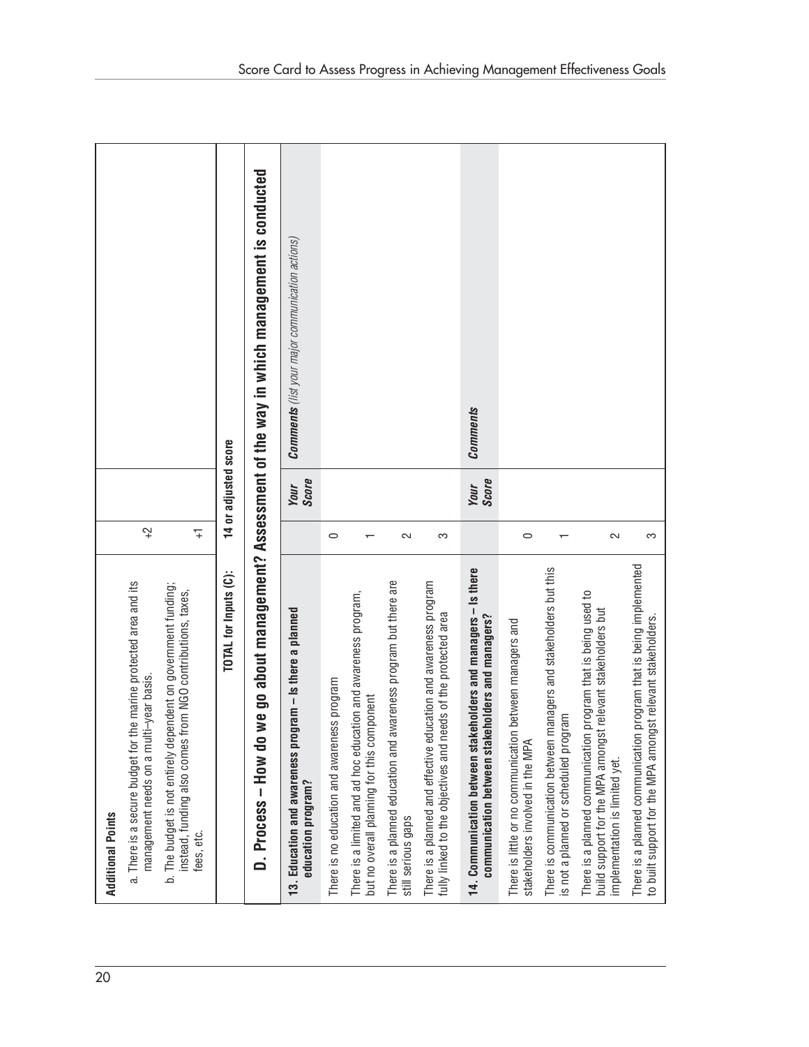| **Additional Points** | | | |
|---|---|---|---|
| a. There is a secure budget for the marine protected area and its management needs on a multi-year basis. | +2 | | |
| b. The budget is not entirely dependent on government funding; instead, funding also comes from NGO contributions, taxes, fees, etc. | +1 | | |
| **TOTAL for Inputs (C):** | **14 or adjusted score** | | |

## D. Process – How do we go about management? Assessment of the way in which management is conducted

| **13. Education and awareness program – Is there a planned education program?** | | ***Your Score*** | ***Comments*** *(list your major communication actions)* |
|---|---|---|---|
| There is no education and awareness program | 0 | | |
| There is a limited and ad hoc education and awareness program, but no overall planning for this component | 1 | | |
| There is a planned education and awareness program but there are still serious gaps | 2 | | |
| There is a planned and effective education and awareness program fully linked to the objectives and needs of the protected area | 3 | | |
| **14. Communication between stakeholders and managers – Is there communication between stakeholders and managers?** | | ***Your Score*** | ***Comments*** |
| There is little or no communication between managers and stakeholders involved in the MPA | 0 | | |
| There is communication between managers and stakeholders but this is not a planned or scheduled program | 1 | | |
| There is a planned communication program that is being used to build support for the MPA amongst relevant stakeholders but implementation is limited yet. | 2 | | |
| There is a planned communication program that is being implemented to built support for the MPA amongst relevant stakeholders. | 3 | | |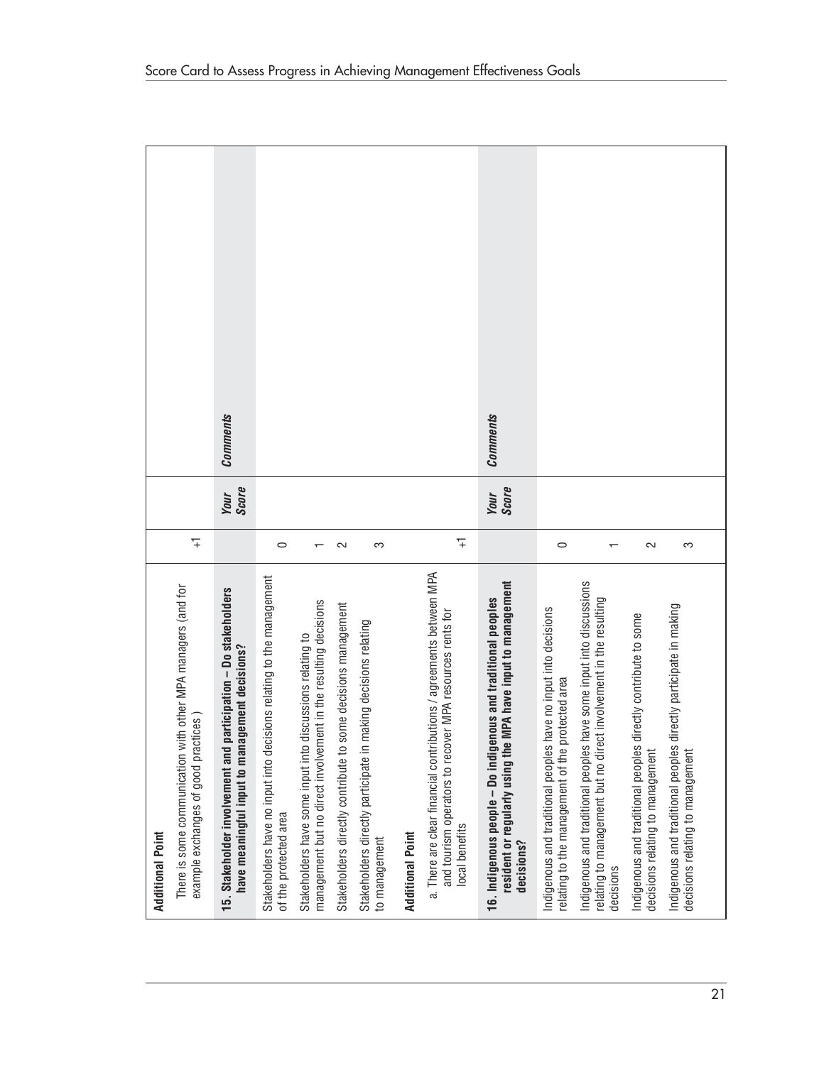| Additional Point | | | |
|---|---|---|---|
| There is some communication with other MPA managers (for example exchanges of good practices ) | +1 | | |
| **15. Stakeholder involvement and participation – Do stakeholders have meaningful input to management decisions?** | | ***Your Score*** | ***Comments*** |
| Stakeholders have no input into decisions relating to the management of the protected area | 0 | | |
| Stakeholders have some input into discussions relating to management but no direct involvement in the resulting decisions | 1 | | |
| Stakeholders directly contribute to some decisions management | 2 | | |
| Stakeholders directly participate in making decisions relating to management | 3 | | |
| **Additional Point** | | | |
| a. There are clear financial contributions / agreements between MPA and tourism operators to recover MPA resources rents for local benefits | +1 | | |
| **16. Indigenous people – Do indigenous and traditional peoples resident or regularly using the MPA have input to management decisions?** | | ***Your Score*** | ***Comments*** |
| Indigenous and traditional peoples have no input into decisions relating to the management of the protected area | 0 | | |
| Indigenous and traditional peoples have some input into discussions relating to management but no direct involvement in the resulting decisions | 1 | | |
| Indigenous and traditional peoples directly contribute to some decisions relating to management | 2 | | |
| Indigenous and traditional peoples directly participate in making decisions relating to management | 3 | | |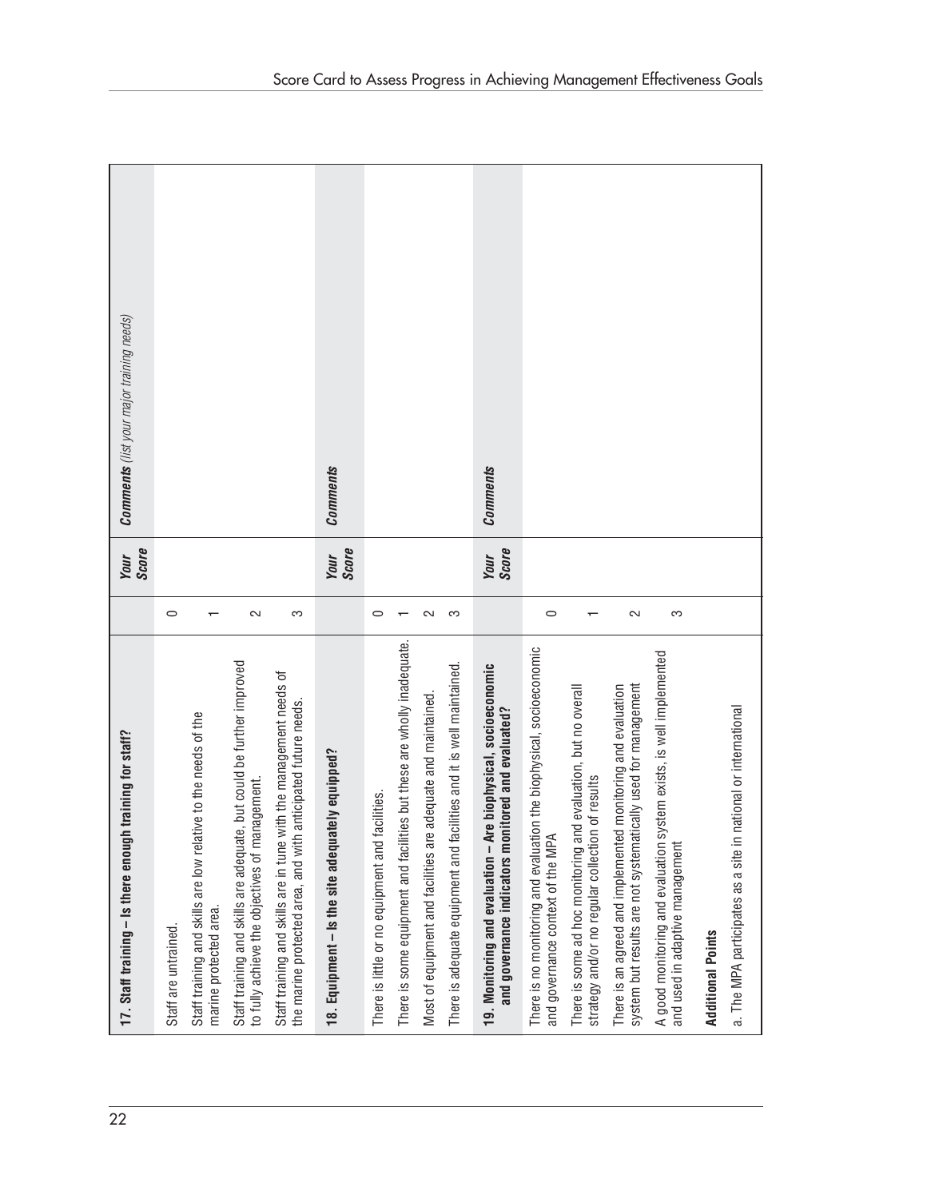| 17. Staff training – Is there enough training for staff? | | Your Score | *Comments (list your major training needs)* |
|---|---|---|---|
| Staff are untrained. | 0 | | |
| Staff training and skills are low relative to the needs of the marine protected area. | 1 | | |
| Staff training and skills are adequate, but could be further improved to fully achieve the objectives of management. | 2 | | |
| Staff training and skills are in tune with the management needs of the marine protected area, and with anticipated future needs. | 3 | | |
| **18. Equipment – Is the site adequately equipped?** | | **Your Score** | ***Comments*** |
| There is little or no equipment and facilities. | 0 | | |
| There is some equipment and facilities but these are wholly inadequate. | 1 | | |
| Most of equipment and facilities are adequate and maintained. | 2 | | |
| There is adequate equipment and facilities and it is well maintained. | 3 | | |
| **19. Monitoring and evaluation – Are biophysical, socioeconomic and governance indicators monitored and evaluated?** | | **Your Score** | ***Comments*** |
| There is no monitoring and evaluation the biophysical, socioeconomic and governance context of the MPA | 0 | | |
| There is some ad hoc monitoring and evaluation, but no overall strategy and/or no regular collection of results | 1 | | |
| There is an agreed and implemented monitoring and evaluation system but results are not systematically used for management | 2 | | |
| A good monitoring and evaluation system exists, is well implemented and used in adaptive management | 3 | | |
| **Additional Points** | | | |
| a. The MPA participates as a site in national or international | | | |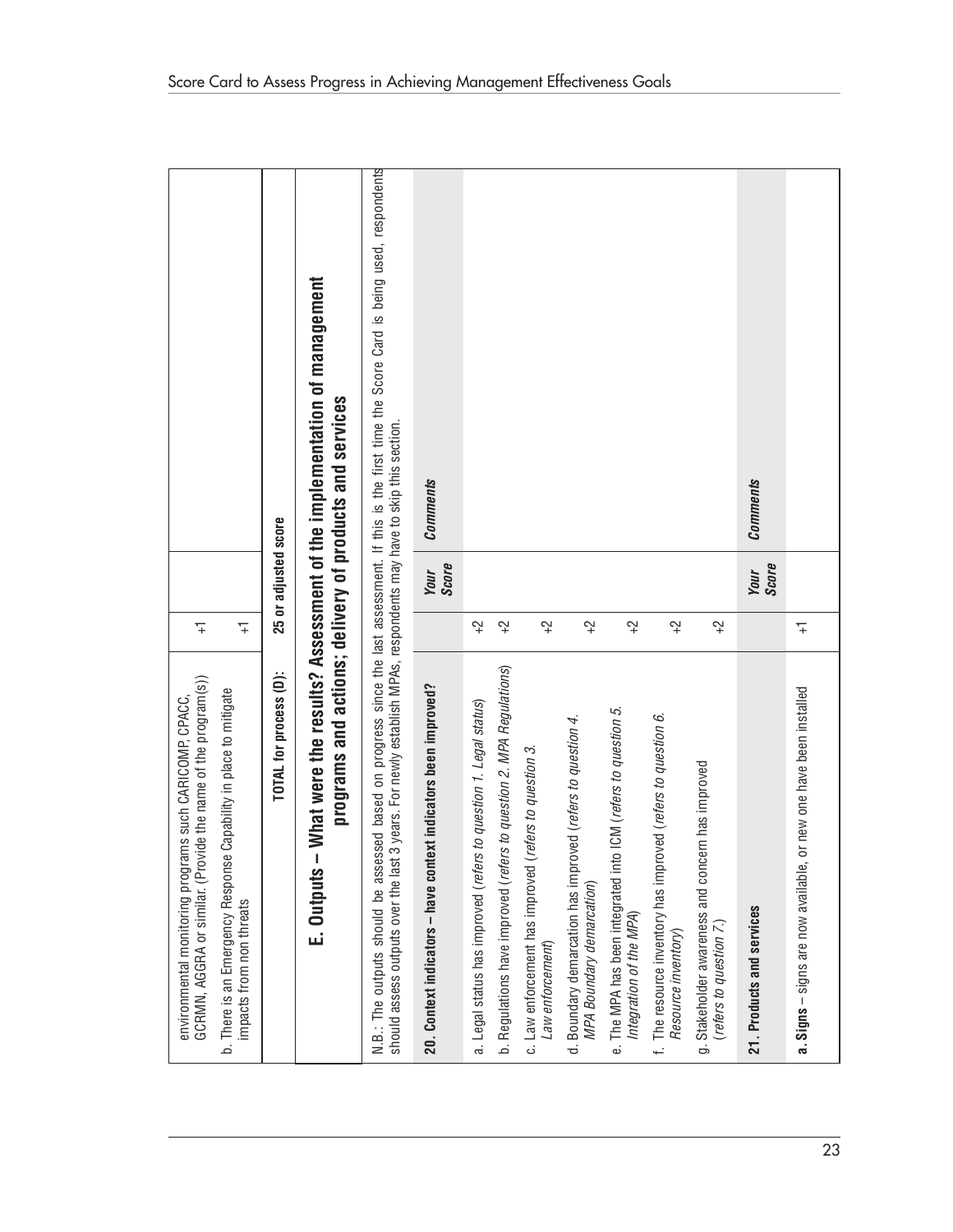| | | | |
|---|---|---|---|
| environmental monitoring programs such CARICOMP, CPACC, GCRMN, AGGRA or similar. (Provide the name of the program(s)) | +1 | | |
| b. There is an Emergency Response Capability in place to mitigate impacts from non threats | +1 | | |
| **TOTAL for process (D):** | **25 or adjusted score** | | |

## E. Outputs – What were the results? Assessment of the implementation of management programs and actions; delivery of products and services

N.B.: The outputs should be assessed based on progress since the last assessment. If this is the first time the Score Card is being used, respondents should assess outputs over the last 3 years. For newly establish MPAs, respondents may have to skip this section.

| **20. Context indicators – have context indicators been improved?** | | ***Your Score*** | ***Comments*** |
|---|---|---|---|
| a. Legal status has improved (*refers to question 1. Legal status*) | +2 | | |
| b. Regulations have improved (*refers to question 2. MPA Regulations*) | +2 | | |
| c. Law enforcement has improved (*refers to question 3. Law enforcement*) | +2 | | |
| d. Boundary demarcation has improved (*refers to question 4. MPA Boundary demarcation*) | +2 | | |
| e. The MPA has been integrated into ICM (*refers to question 5. Integration of the MPA*) | +2 | | |
| f. The resource inventory has improved (*refers to question 6. Resource inventory*) | +2 | | |
| g. Stakeholder awareness and concern has improved (*refers to question 7.*) | +2 | | |

| **21. Products and services** | | ***Your Score*** | ***Comments*** |
|---|---|---|---|
| **a. Signs** – signs are now available, or new one have been installed | +1 | | |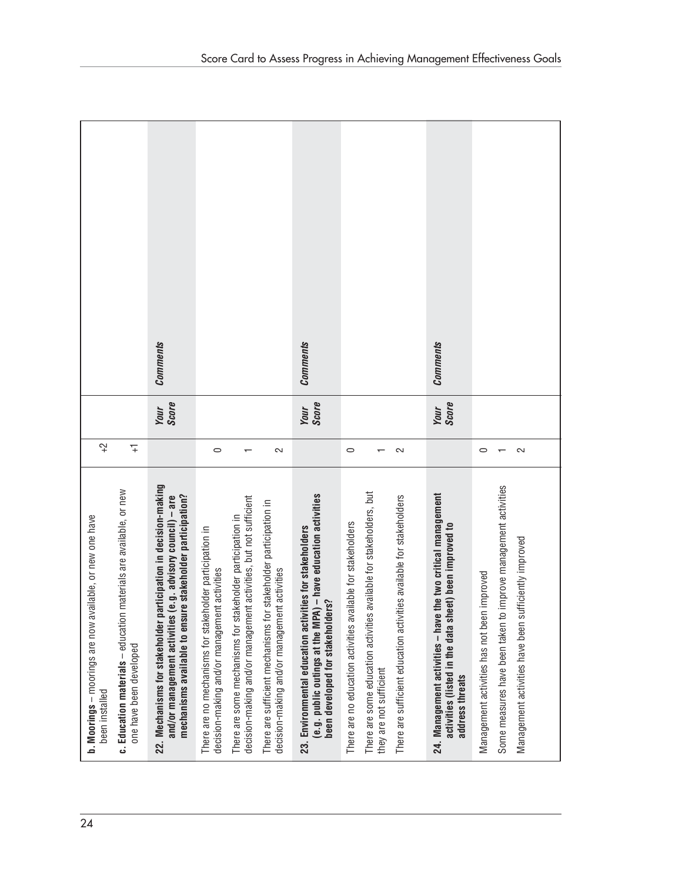| **b. Moorings** – moorings are now available, or new one have been installed | +2 | | |
|---|---|---|---|
| **c. Education materials** – education materials are available, or new one have been developed | +1 | | |
| **22. Mechanisms for stakeholder participation in decision-making and/or management activities (e.g., advisory council) – are mechanisms available to ensure stakeholder participation?** | | ***Your Score*** | ***Comments*** |
| There are no mechanisms for stakeholder participation in decision-making and/or management activities | 0 | | |
| There are some mechanisms for stakeholder participation in decision-making and/or management activities, but not sufficient | 1 | | |
| There are sufficient mechanisms for stakeholder participation in decision-making and/or management activities | 2 | | |
| **23. Environmental education activities for stakeholders (e.g. public outings at the MPA) – have education activities been developed for stakeholders?** | | ***Your Score*** | ***Comments*** |
| There are no education activities available for stakeholders | 0 | | |
| There are some education activities available for stakeholders, but they are not sufficient | 1 | | |
| There are sufficient education activities available for stakeholders | 2 | | |
| **24. Management activities – have the two critical management activities (listed in the data sheet) been improved to address threats** | | ***Your Score*** | ***Comments*** |
| Management activities has not been improved | 0 | | |
| Some measures have been taken to improve management activities | 1 | | |
| Management activities have been sufficiently improved | 2 | | |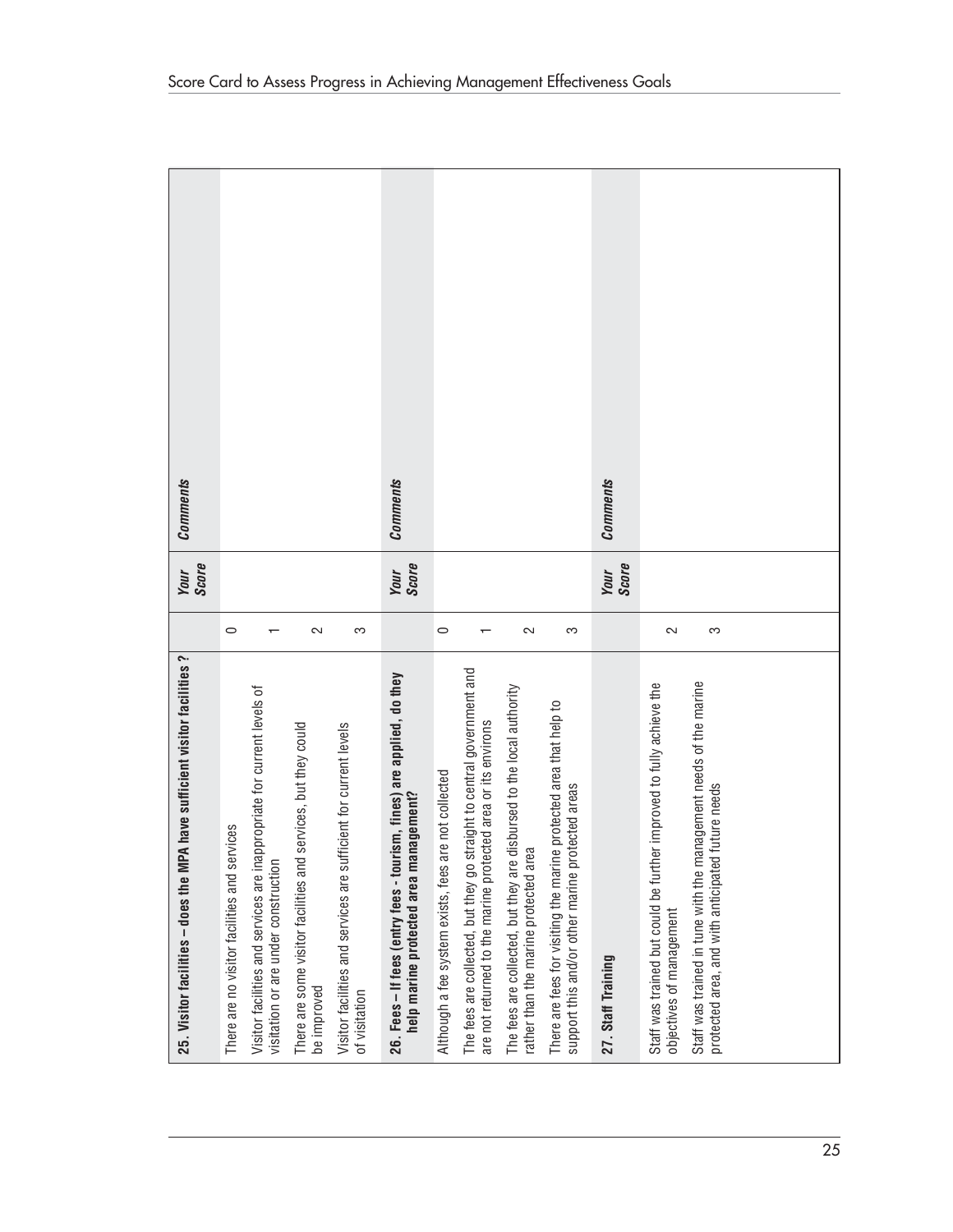| 25. Visitor facilities – does the MPA have sufficient visitor facilities ? | | Your Score | Comments |
|---|---|---|---|
| There are no visitor facilities and services | 0 | | |
| Visitor facilities and services are inappropriate for current levels of visitation or are under construction | 1 | | |
| There are some visitor facilities and services, but they could be improved | 2 | | |
| Visitor facilities and services are sufficient for current levels of visitation | 3 | | |

| 26. Fees – If fees (entry fees - tourism, fines) are applied, do they help marine protected area management? | | Your Score | Comments |
|---|---|---|---|
| Although a fee system exists, fees are not collected | 0 | | |
| The fees are collected, but they go straight to central government and are not returned to the marine protected area or its environs | 1 | | |
| The fees are collected, but they are disbursed to the local authority rather than the marine protected area | 2 | | |
| There are fees for visiting the marine protected area that help to support this and/or other marine protected areas | 3 | | |

| 27. Staff Training | | Your Score | Comments |
|---|---|---|---|
| Staff was trained but could be further improved to fully achieve the objectives of management | 2 | | |
| Staff was trained in tune with the management needs of the marine protected area, and with anticipated future needs | 3 | | |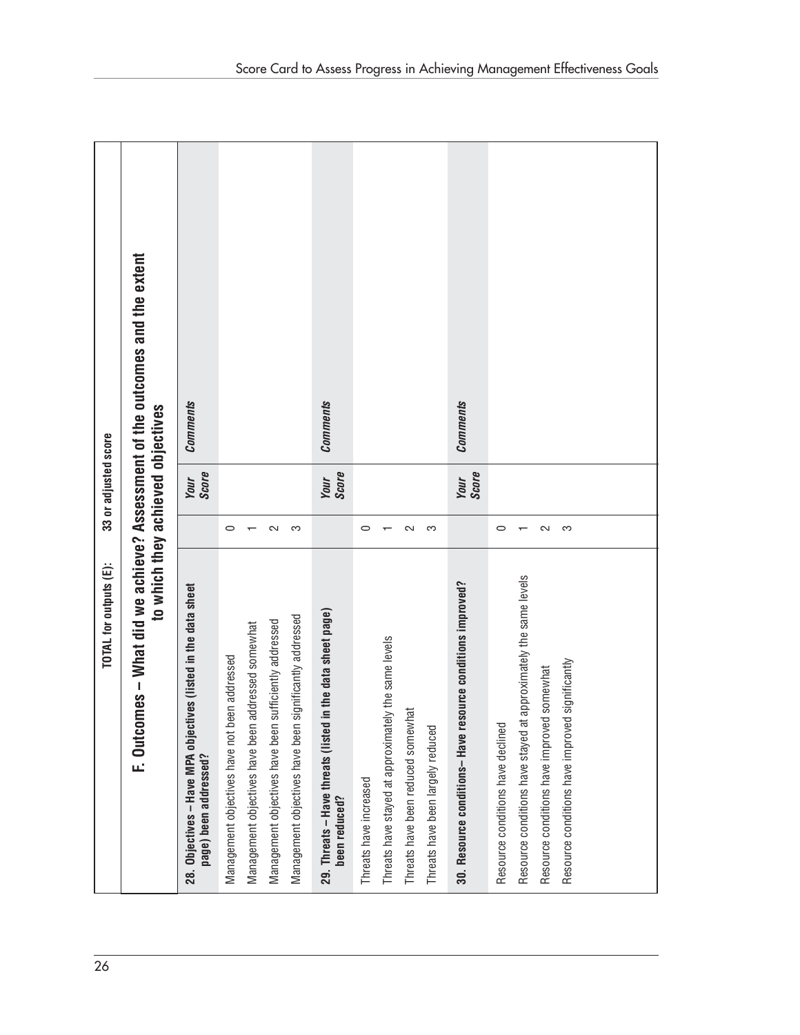| TOTAL for outputs (E): | | 33 or adjusted score | |
|---|---|---|---|

## F. Outcomes – What did we achieve? Assessment of the outcomes and the extent to which they achieved objectives

| **28. Objectives – Have MPA objectives (listed in the data sheet page) been addressed?** | | ***Your Score*** | ***Comments*** |
|---|---|---|---|
| Management objectives have not been addressed | 0 | | |
| Management objectives have been addressed somewhat | 1 | | |
| Management objectives have been sufficiently addressed | 2 | | |
| Management objectives have been significantly addressed | 3 | | |
| **29. Threats – Have threats (listed in the data sheet page) been reduced?** | | ***Your Score*** | ***Comments*** |
| Threats have increased | 0 | | |
| Threats have stayed at approximately the same levels | 1 | | |
| Threats have been reduced somewhat | 2 | | |
| Threats have been largely reduced | 3 | | |
| **30. Resource conditions– Have resource conditions improved?** | | ***Your Score*** | ***Comments*** |
| Resource conditions have declined | 0 | | |
| Resource conditions have stayed at approximately the same levels | 1 | | |
| Resource conditions have improved somewhat | 2 | | |
| Resource conditions have improved significantly | 3 | | |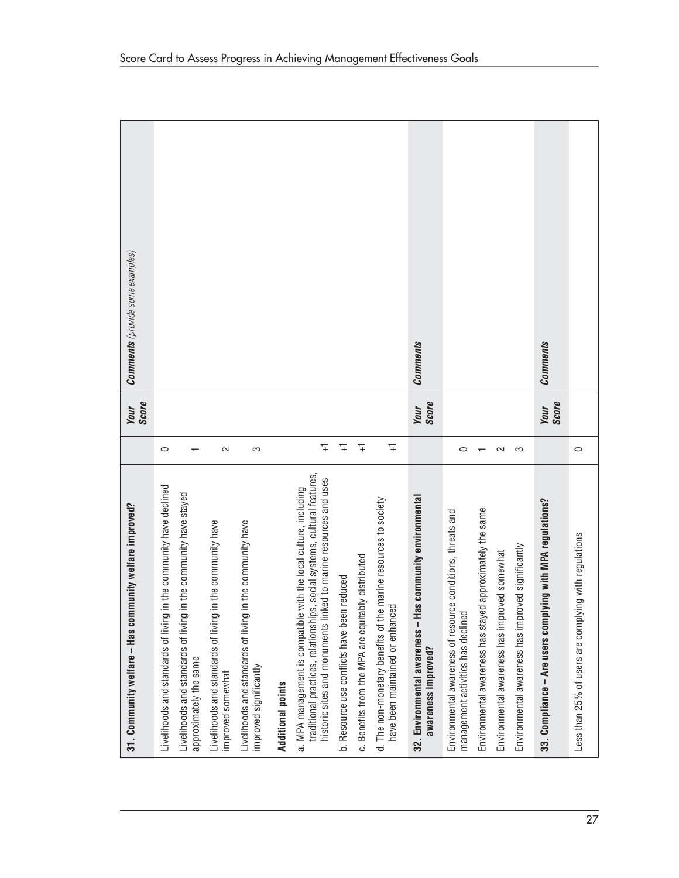| 31. Community welfare – Has community welfare improved? | | *Your Score* | *Comments (provide some examples)* |
|---|---|---|---|
| Livelihoods and standards of living in the community have declined | 0 | | |
| Livelihoods and standards of living in the community have stayed approximately the same | 1 | | |
| Livelihoods and standards of living in the community have improved somewhat | 2 | | |
| Livelihoods and standards of living in the community have improved significantly | 3 | | |
| **Additional points** | | | |
| a. MPA management is compatible with the local culture, including traditional practices, relationships, social systems, cultural features, historic sites and monuments linked to marine resources and uses | +1 | | |
| b. Resource use conflicts have been reduced | +1 | | |
| c. Benefits from the MPA are equitably distributed | +1 | | |
| d. The non-monetary benefits of the marine resources to society have been maintained or enhanced | +1 | | |
| **32. Environmental awareness – Has community environmental awareness improved?** | | ***Your Score*** | ***Comments*** |
| Environmental awareness of resource conditions, threats and management activities has declined | 0 | | |
| Environmental awareness has stayed approximately the same | 1 | | |
| Environmental awareness has improved somewhat | 2 | | |
| Environmental awareness has improved significantly | 3 | | |
| **33. Compliance – Are users complying with MPA regulations?** | | ***Your Score*** | ***Comments*** |
| Less than 25% of users are complying with regulations | 0 | | |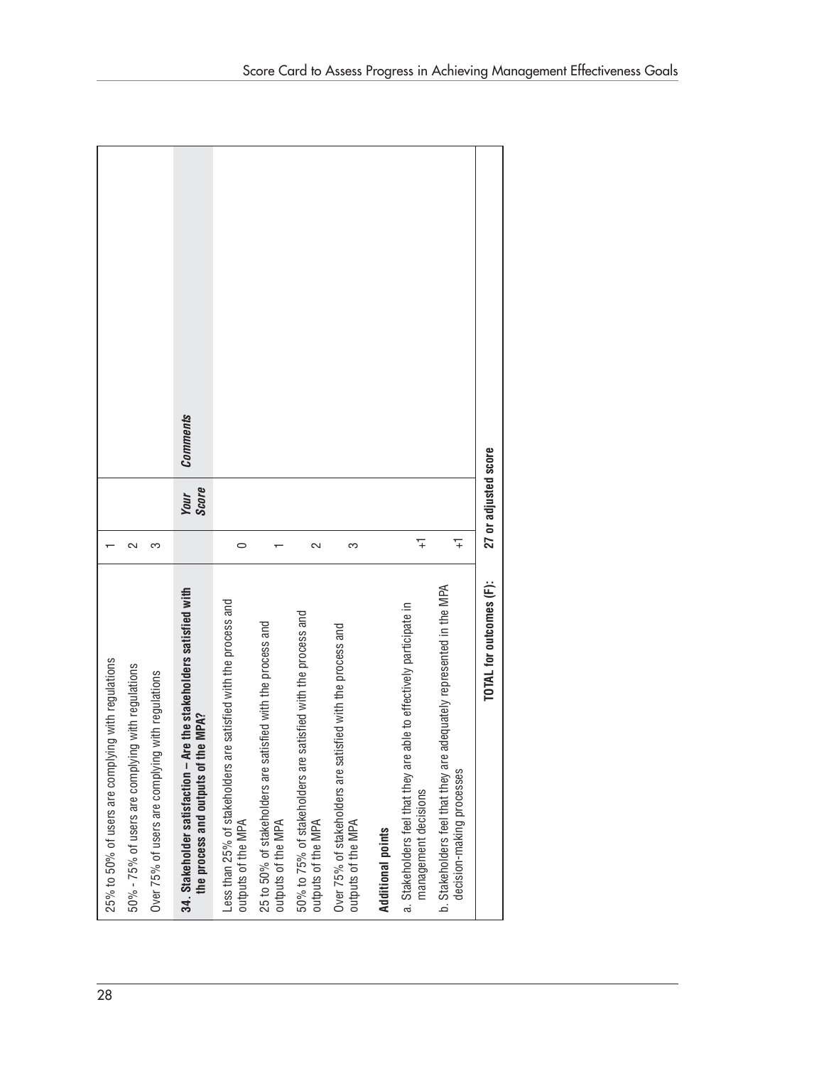| | | | |
|---|---|---|---|
| 25% to 50% of users are complying with regulations | 1 | | |
| 50% - 75% of users are complying with regulations | 2 | | |
| Over 75% of users are complying with regulations | 3 | | |
| **34. Stakeholder satisfaction – Are the stakeholders satisfied with the process and outputs of the MPA?** | | ***Your Score*** | ***Comments*** |
| Less than 25% of stakeholders are satisfied with the process and outputs of the MPA | 0 | | |
| 25 to 50% of stakeholders are satisfied with the process and outputs of the MPA | 1 | | |
| 50% to 75% of stakeholders are satisfied with the process and outputs of the MPA | 2 | | |
| Over 75% of stakeholders are satisfied with the process and outputs of the MPA | 3 | | |
| **Additional points** | | | |
| a. Stakeholders feel that they are able to effectively participate in management decisions | +1 | | |
| b. Stakeholders feel that they are adequately represented in the MPA decision-making processes | +1 | | |
| **TOTAL for outcomes (F):** | **27 or adjusted score** | | |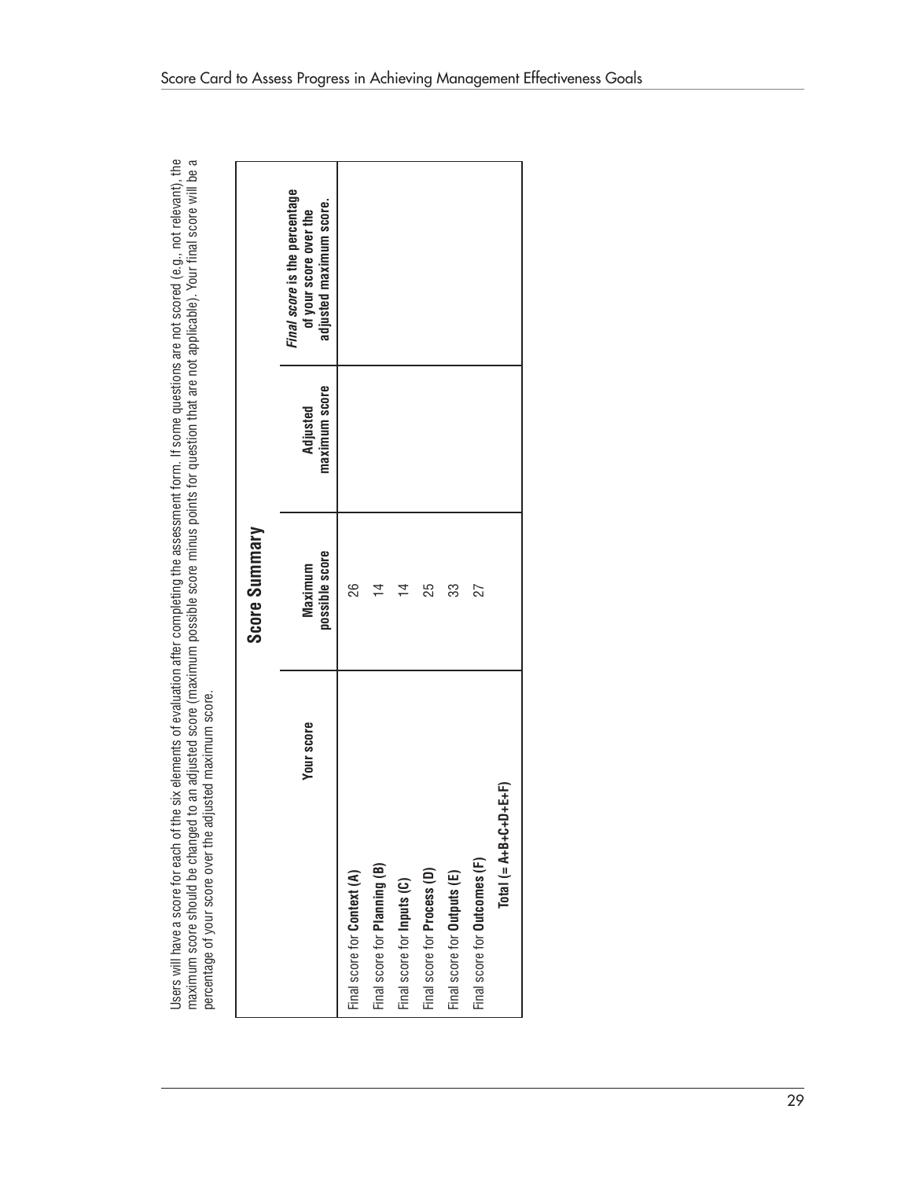Users will have a score for each of the six elements of evaluation after completing the assessment form. If some questions are not scored (e.g., not relevant), the maximum score should be changed to an adjusted score (maximum possible score minus points for question that are not applicable). Your final score will be a percentage of your score over the adjusted maximum score.

## Score Summary

| | Your score | Maximum possible score | Adjusted maximum score | *Final score* is the percentage of your score over the adjusted maximum score. |
|---|---|---|---|---|
| Final score for **Context (A)** | | 26 | | |
| Final score for **Planning (B)** | | 14 | | |
| Final score for **Inputs (C)** | | 14 | | |
| Final score for **Process (D)** | | 25 | | |
| Final score for **Outputs (E)** | | 33 | | |
| Final score for **Outcomes (F)** | | 27 | | |
| **Total (= A+B+C+D+E+F)** | | | | |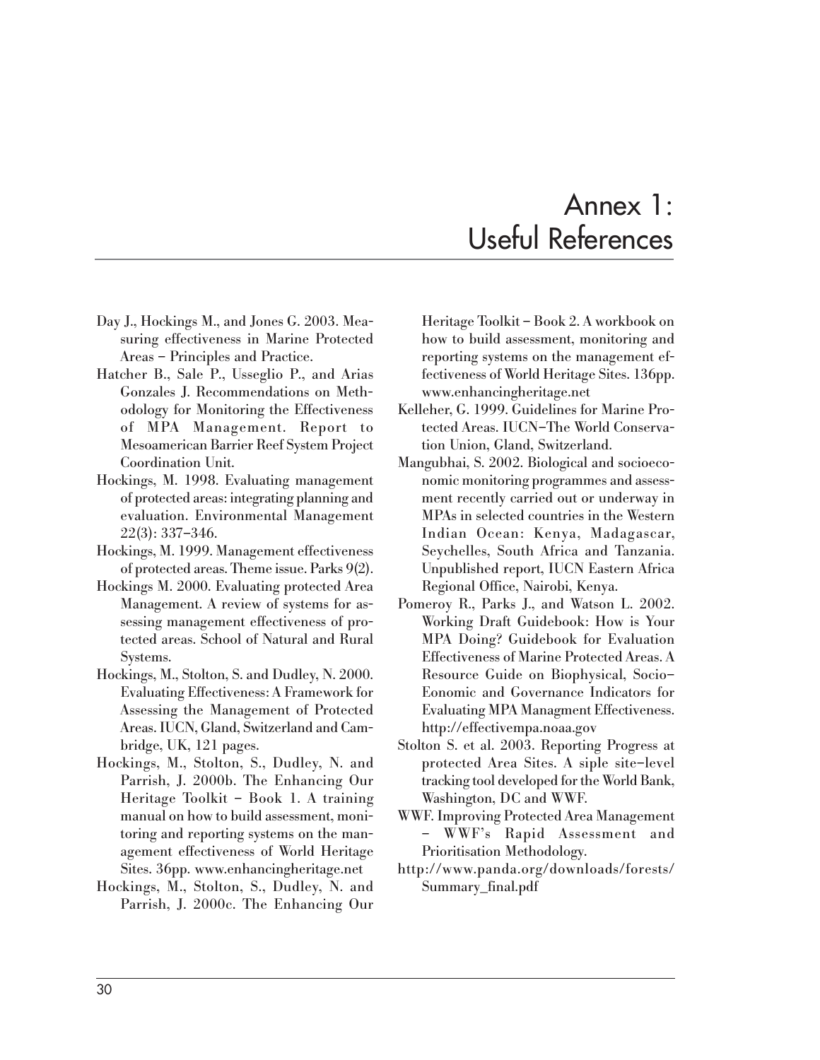# Annex 1: Useful References

Day J., Hockings M., and Jones G. 2003. Measuring effectiveness in Marine Protected Areas – Principles and Practice.

Hatcher B., Sale P., Usseglio P., and Arias Gonzales J. Recommendations on Methodology for Monitoring the Effectiveness of MPA Management. Report to Mesoamerican Barrier Reef System Project Coordination Unit.

Hockings, M. 1998. Evaluating management of protected areas: integrating planning and evaluation. Environmental Management 22(3): 337–346.

Hockings, M. 1999. Management effectiveness of protected areas. Theme issue. Parks 9(2).

Hockings M. 2000. Evaluating protected Area Management. A review of systems for assessing management effectiveness of protected areas. School of Natural and Rural Systems.

Hockings, M., Stolton, S. and Dudley, N. 2000. Evaluating Effectiveness: A Framework for Assessing the Management of Protected Areas. IUCN, Gland, Switzerland and Cambridge, UK, 121 pages.

Hockings, M., Stolton, S., Dudley, N. and Parrish, J. 2000b. The Enhancing Our Heritage Toolkit – Book 1. A training manual on how to build assessment, monitoring and reporting systems on the management effectiveness of World Heritage Sites. 36pp. www.enhancingheritage.net

Hockings, M., Stolton, S., Dudley, N. and Parrish, J. 2000c. The Enhancing Our Heritage Toolkit – Book 2. A workbook on how to build assessment, monitoring and reporting systems on the management effectiveness of World Heritage Sites. 136pp. www.enhancingheritage.net

Kelleher, G. 1999. Guidelines for Marine Protected Areas. IUCN–The World Conservation Union, Gland, Switzerland.

Mangubhai, S. 2002. Biological and socioeconomic monitoring programmes and assessment recently carried out or underway in MPAs in selected countries in the Western Indian Ocean: Kenya, Madagascar, Seychelles, South Africa and Tanzania. Unpublished report, IUCN Eastern Africa Regional Office, Nairobi, Kenya.

Pomeroy R., Parks J., and Watson L. 2002. Working Draft Guidebook: How is Your MPA Doing? Guidebook for Evaluation Effectiveness of Marine Protected Areas. A Resource Guide on Biophysical, Socio–Eonomic and Governance Indicators for Evaluating MPA Managment Effectiveness. http://effectivempa.noaa.gov

Stolton S. et al. 2003. Reporting Progress at protected Area Sites. A siple site–level tracking tool developed for the World Bank, Washington, DC and WWF.

WWF. Improving Protected Area Management – WWF's Rapid Assessment and Prioritisation Methodology.

http://www.panda.org/downloads/forests/Summary_final.pdf